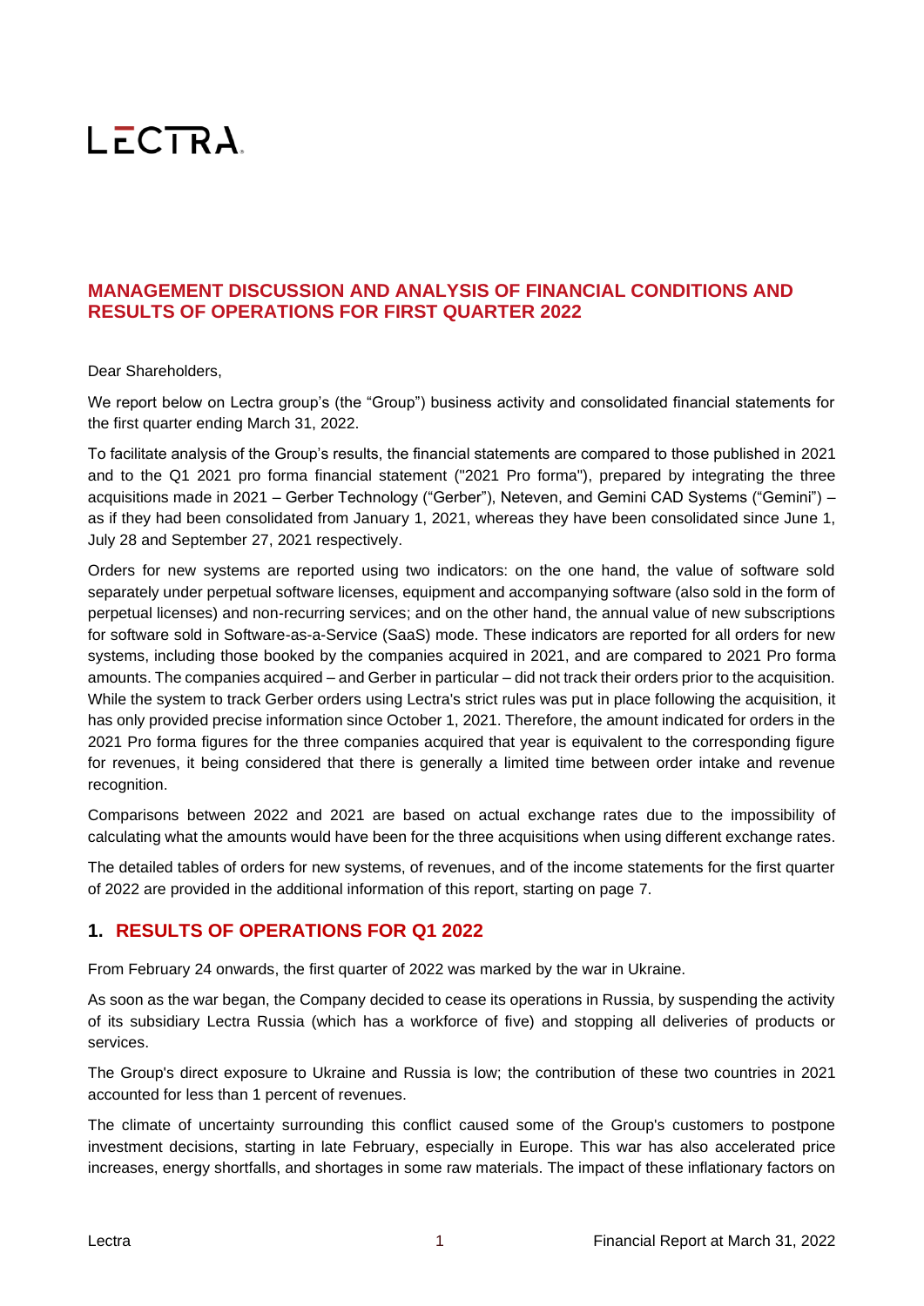LECTRA

## MANAGEMENT DISCUSSION AND ANALYSIS OF FINANCIAL CONDITIONS AND RESULTS OF OPERATIONS FOR FIRST QUARTER 2022

Dear Shareholders,

We report below on Lectra group's (the "Group") business activity and consolidated financial statements for the first quarter ending March 31, 2022.

To facilitate analysis of the Group's results, the financial statements are compared to those published in 2021 and to the Q1 2021 pro forma financial statement ("2021 Pro forma"), prepared by integrating the three acquisitions made in 2021 – Gerber Technology ("Gerber"), Neteven, and Gemini CAD Systems ("Gemini") – as if they had been consolidated from January 1, 2021, whereas they have been consolidated since June 1, July 28 and September 27, 2021 respectively.

Orders for new systems are reported using two indicators: on the one hand, the value of software sold separately under perpetual software licenses, equipment and accompanying software (also sold in the form of perpetual licenses) and non-recurring services; and on the other hand, the annual value of new subscriptions for software sold in Software-as-a-Service (SaaS) mode. These indicators are reported for all orders for new systems, including those booked by the companies acquired in 2021, and are compared to 2021 Pro forma amounts. The companies acquired – and Gerber in particular – did not track their orders prior to the acquisition. While the system to track Gerber orders using Lectra's strict rules was put in place following the acquisition, it has only provided precise information since October 1, 2021. Therefore, the amount indicated for orders in the 2021 Pro forma figures for the three companies acquired that year is equivalent to the corresponding figure for revenues, it being considered that there is generally a limited time between order intake and revenue recognition.

Comparisons between 2022 and 2021 are based on actual exchange rates due to the impossibility of calculating what the amounts would have been for the three acquisitions when using different exchange rates.

The detailed tables of orders for new systems, of revenues, and of the income statements for the first quarter of 2022 are provided in the additional information of this report, starting on page 7.

## 1. RESULTS OF OPERATIONS FOR Q1 2022

From February 24 onwards, the first quarter of 2022 was marked by the war in Ukraine.

As soon as the war began, the Company decided to cease its operations in Russia, by suspending the activity of its subsidiary Lectra Russia (which has a workforce of five) and stopping all deliveries of products or services.

The Group's direct exposure to Ukraine and Russia is low; the contribution of these two countries in 2021 accounted for less than 1 percent of revenues.

The climate of uncertainty surrounding this conflict caused some of the Group's customers to postpone investment decisions, starting in late February, especially in Europe. This war has also accelerated price increases, energy shortfalls, and shortages in some raw materials. The impact of these inflationary factors on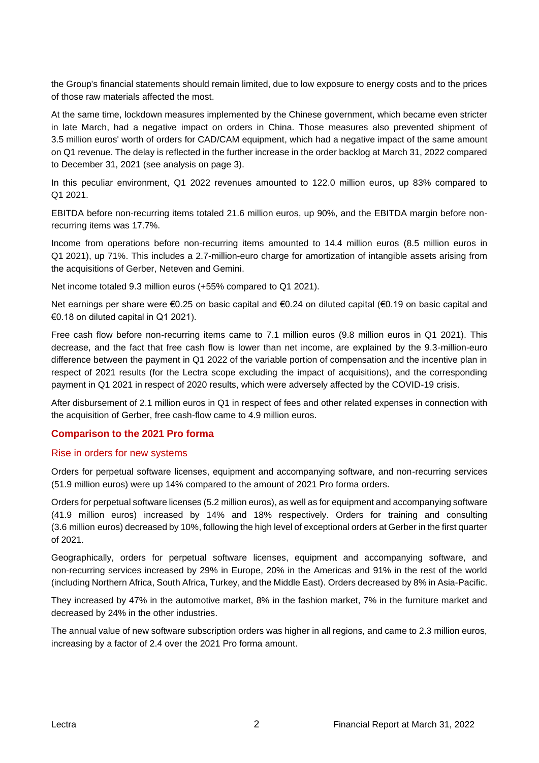the Group's financial statements should remain limited, due to low exposure to energy costs and to the prices of those raw materials affected the most.

At the same time, lockdown measures implemented by the Chinese government, which became even stricter in late March, had a negative impact on orders in China. Those measures also prevented shipment of 3.5 million euros' worth of orders for CAD/CAM equipment, which had a negative impact of the same amount on Q1 revenue. The delay is reflected in the further increase in the order backlog at March 31, 2022 compared to December 31, 2021 (see analysis on page 3).

In this peculiar environment, Q1 2022 revenues amounted to 122.0 million euros, up 83% compared to Q1 2021.

EBITDA before non-recurring items totaled 21.6 million euros, up 90%, and the EBITDA margin before non-recurring items was 17.7%.

Income from operations before non-recurring items amounted to 14.4 million euros (8.5 million euros in Q1 2021), up 71%. This includes a 2.7-million-euro charge for amortization of intangible assets arising from the acquisitions of Gerber, Neteven and Gemini.

Net income totaled 9.3 million euros (+55% compared to Q1 2021).

Net earnings per share were €0.25 on basic capital and €0.24 on diluted capital (€0.19 on basic capital and €0.18 on diluted capital in Q1 2021).

Free cash flow before non-recurring items came to 7.1 million euros (9.8 million euros in Q1 2021). This decrease, and the fact that free cash flow is lower than net income, are explained by the 9.3-million-euro difference between the payment in Q1 2022 of the variable portion of compensation and the incentive plan in respect of 2021 results (for the Lectra scope excluding the impact of acquisitions), and the corresponding payment in Q1 2021 in respect of 2020 results, which were adversely affected by the COVID-19 crisis.

After disbursement of 2.1 million euros in Q1 in respect of fees and other related expenses in connection with the acquisition of Gerber, free cash-flow came to 4.9 million euros.

## Comparison to the 2021 Pro forma

### Rise in orders for new systems

Orders for perpetual software licenses, equipment and accompanying software, and non-recurring services (51.9 million euros) were up 14% compared to the amount of 2021 Pro forma orders.

Orders for perpetual software licenses (5.2 million euros), as well as for equipment and accompanying software (41.9 million euros) increased by 14% and 18% respectively. Orders for training and consulting (3.6 million euros) decreased by 10%, following the high level of exceptional orders at Gerber in the first quarter of 2021.

Geographically, orders for perpetual software licenses, equipment and accompanying software, and non-recurring services increased by 29% in Europe, 20% in the Americas and 91% in the rest of the world (including Northern Africa, South Africa, Turkey, and the Middle East). Orders decreased by 8% in Asia-Pacific.

They increased by 47% in the automotive market, 8% in the fashion market, 7% in the furniture market and decreased by 24% in the other industries.

The annual value of new software subscription orders was higher in all regions, and came to 2.3 million euros, increasing by a factor of 2.4 over the 2021 Pro forma amount.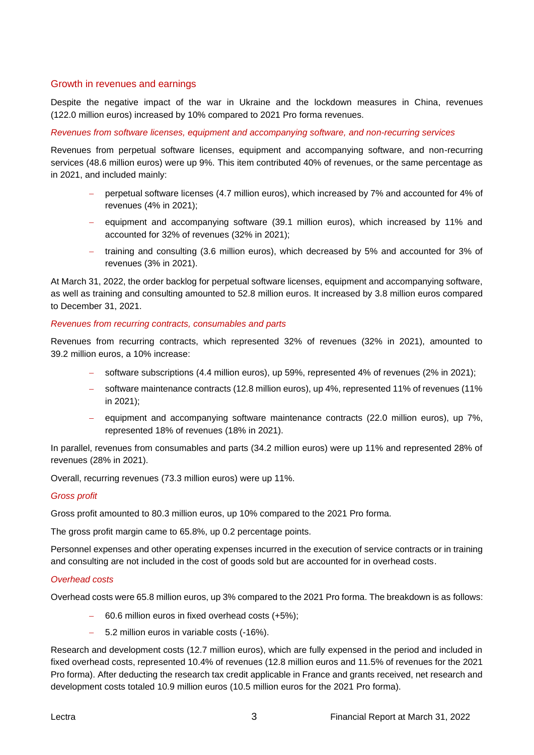## Growth in revenues and earnings

Despite the negative impact of the war in Ukraine and the lockdown measures in China, revenues (122.0 million euros) increased by 10% compared to 2021 Pro forma revenues.

### *Revenues from software licenses, equipment and accompanying software, and non-recurring services*

Revenues from perpetual software licenses, equipment and accompanying software, and non-recurring services (48.6 million euros) were up 9%. This item contributed 40% of revenues, or the same percentage as in 2021, and included mainly:

- perpetual software licenses (4.7 million euros), which increased by 7% and accounted for 4% of revenues (4% in 2021);
- equipment and accompanying software (39.1 million euros), which increased by 11% and accounted for 32% of revenues (32% in 2021);
- training and consulting (3.6 million euros), which decreased by 5% and accounted for 3% of revenues (3% in 2021).

At March 31, 2022, the order backlog for perpetual software licenses, equipment and accompanying software, as well as training and consulting amounted to 52.8 million euros. It increased by 3.8 million euros compared to December 31, 2021.

### *Revenues from recurring contracts, consumables and parts*

Revenues from recurring contracts, which represented 32% of revenues (32% in 2021), amounted to 39.2 million euros, a 10% increase:

- software subscriptions (4.4 million euros), up 59%, represented 4% of revenues (2% in 2021);
- software maintenance contracts (12.8 million euros), up 4%, represented 11% of revenues (11% in 2021);
- equipment and accompanying software maintenance contracts (22.0 million euros), up 7%, represented 18% of revenues (18% in 2021).

In parallel, revenues from consumables and parts (34.2 million euros) were up 11% and represented 28% of revenues (28% in 2021).

Overall, recurring revenues (73.3 million euros) were up 11%.

### *Gross profit*

Gross profit amounted to 80.3 million euros, up 10% compared to the 2021 Pro forma.

The gross profit margin came to 65.8%, up 0.2 percentage points.

Personnel expenses and other operating expenses incurred in the execution of service contracts or in training and consulting are not included in the cost of goods sold but are accounted for in overhead costs.

### *Overhead costs*

Overhead costs were 65.8 million euros, up 3% compared to the 2021 Pro forma. The breakdown is as follows:

- 60.6 million euros in fixed overhead costs (+5%);
- 5.2 million euros in variable costs (-16%).

Research and development costs (12.7 million euros), which are fully expensed in the period and included in fixed overhead costs, represented 10.4% of revenues (12.8 million euros and 11.5% of revenues for the 2021 Pro forma). After deducting the research tax credit applicable in France and grants received, net research and development costs totaled 10.9 million euros (10.5 million euros for the 2021 Pro forma).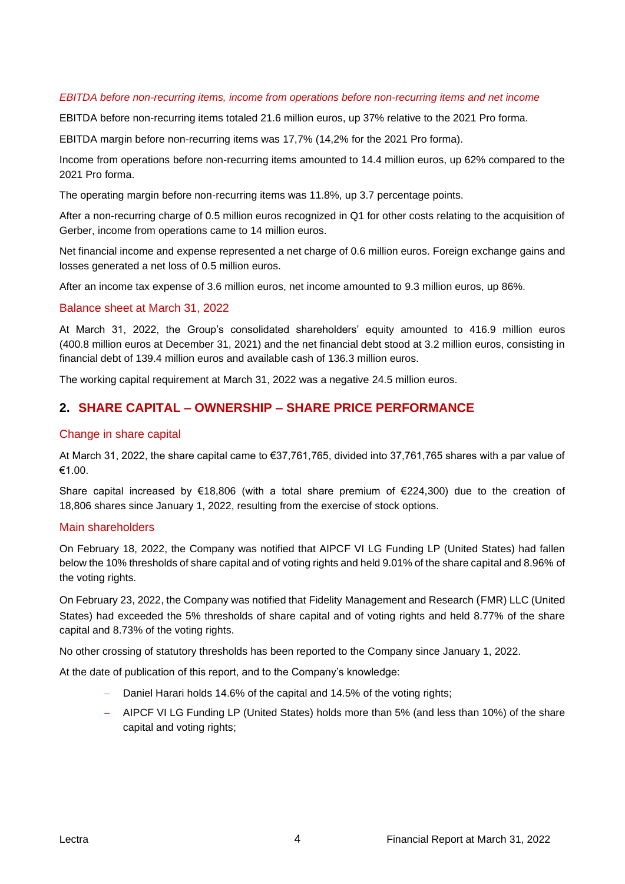*EBITDA before non-recurring items, income from operations before non-recurring items and net income*

EBITDA before non-recurring items totaled 21.6 million euros, up 37% relative to the 2021 Pro forma.

EBITDA margin before non-recurring items was 17,7% (14,2% for the 2021 Pro forma).

Income from operations before non-recurring items amounted to 14.4 million euros, up 62% compared to the 2021 Pro forma.

The operating margin before non-recurring items was 11.8%, up 3.7 percentage points.

After a non-recurring charge of 0.5 million euros recognized in Q1 for other costs relating to the acquisition of Gerber, income from operations came to 14 million euros.

Net financial income and expense represented a net charge of 0.6 million euros. Foreign exchange gains and losses generated a net loss of 0.5 million euros.

After an income tax expense of 3.6 million euros, net income amounted to 9.3 million euros, up 86%.

### Balance sheet at March 31, 2022

At March 31, 2022, the Group's consolidated shareholders' equity amounted to 416.9 million euros (400.8 million euros at December 31, 2021) and the net financial debt stood at 3.2 million euros, consisting in financial debt of 139.4 million euros and available cash of 136.3 million euros.

The working capital requirement at March 31, 2022 was a negative 24.5 million euros.

## 2. SHARE CAPITAL – OWNERSHIP – SHARE PRICE PERFORMANCE

### Change in share capital

At March 31, 2022, the share capital came to €37,761,765, divided into 37,761,765 shares with a par value of €1.00.

Share capital increased by €18,806 (with a total share premium of €224,300) due to the creation of 18,806 shares since January 1, 2022, resulting from the exercise of stock options.

### Main shareholders

On February 18, 2022, the Company was notified that AIPCF VI LG Funding LP (United States) had fallen below the 10% thresholds of share capital and of voting rights and held 9.01% of the share capital and 8.96% of the voting rights.

On February 23, 2022, the Company was notified that Fidelity Management and Research (FMR) LLC (United States) had exceeded the 5% thresholds of share capital and of voting rights and held 8.77% of the share capital and 8.73% of the voting rights.

No other crossing of statutory thresholds has been reported to the Company since January 1, 2022.

At the date of publication of this report, and to the Company's knowledge:

- Daniel Harari holds 14.6% of the capital and 14.5% of the voting rights;
- AIPCF VI LG Funding LP (United States) holds more than 5% (and less than 10%) of the share capital and voting rights;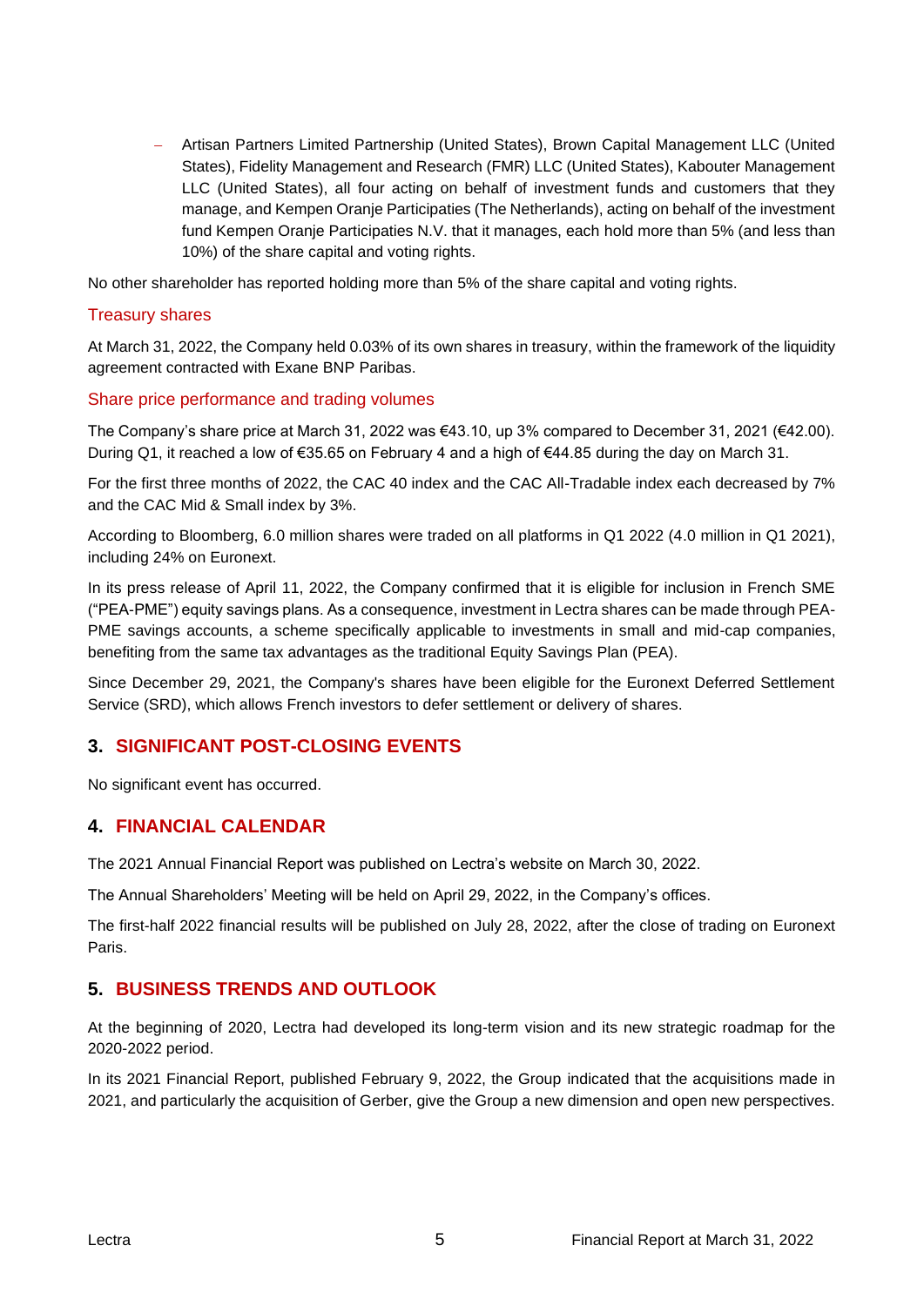- Artisan Partners Limited Partnership (United States), Brown Capital Management LLC (United States), Fidelity Management and Research (FMR) LLC (United States), Kabouter Management LLC (United States), all four acting on behalf of investment funds and customers that they manage, and Kempen Oranje Participaties (The Netherlands), acting on behalf of the investment fund Kempen Oranje Participaties N.V. that it manages, each hold more than 5% (and less than 10%) of the share capital and voting rights.

No other shareholder has reported holding more than 5% of the share capital and voting rights.

### Treasury shares

At March 31, 2022, the Company held 0.03% of its own shares in treasury, within the framework of the liquidity agreement contracted with Exane BNP Paribas.

### Share price performance and trading volumes

The Company's share price at March 31, 2022 was €43.10, up 3% compared to December 31, 2021 (€42.00). During Q1, it reached a low of €35.65 on February 4 and a high of €44.85 during the day on March 31.

For the first three months of 2022, the CAC 40 index and the CAC All-Tradable index each decreased by 7% and the CAC Mid & Small index by 3%.

According to Bloomberg, 6.0 million shares were traded on all platforms in Q1 2022 (4.0 million in Q1 2021), including 24% on Euronext.

In its press release of April 11, 2022, the Company confirmed that it is eligible for inclusion in French SME ("PEA-PME") equity savings plans. As a consequence, investment in Lectra shares can be made through PEA-PME savings accounts, a scheme specifically applicable to investments in small and mid-cap companies, benefiting from the same tax advantages as the traditional Equity Savings Plan (PEA).

Since December 29, 2021, the Company's shares have been eligible for the Euronext Deferred Settlement Service (SRD), which allows French investors to defer settlement or delivery of shares.

## 3. SIGNIFICANT POST-CLOSING EVENTS

No significant event has occurred.

## 4. FINANCIAL CALENDAR

The 2021 Annual Financial Report was published on Lectra's website on March 30, 2022.

The Annual Shareholders' Meeting will be held on April 29, 2022, in the Company's offices.

The first-half 2022 financial results will be published on July 28, 2022, after the close of trading on Euronext Paris.

## 5. BUSINESS TRENDS AND OUTLOOK

At the beginning of 2020, Lectra had developed its long-term vision and its new strategic roadmap for the 2020-2022 period.

In its 2021 Financial Report, published February 9, 2022, the Group indicated that the acquisitions made in 2021, and particularly the acquisition of Gerber, give the Group a new dimension and open new perspectives.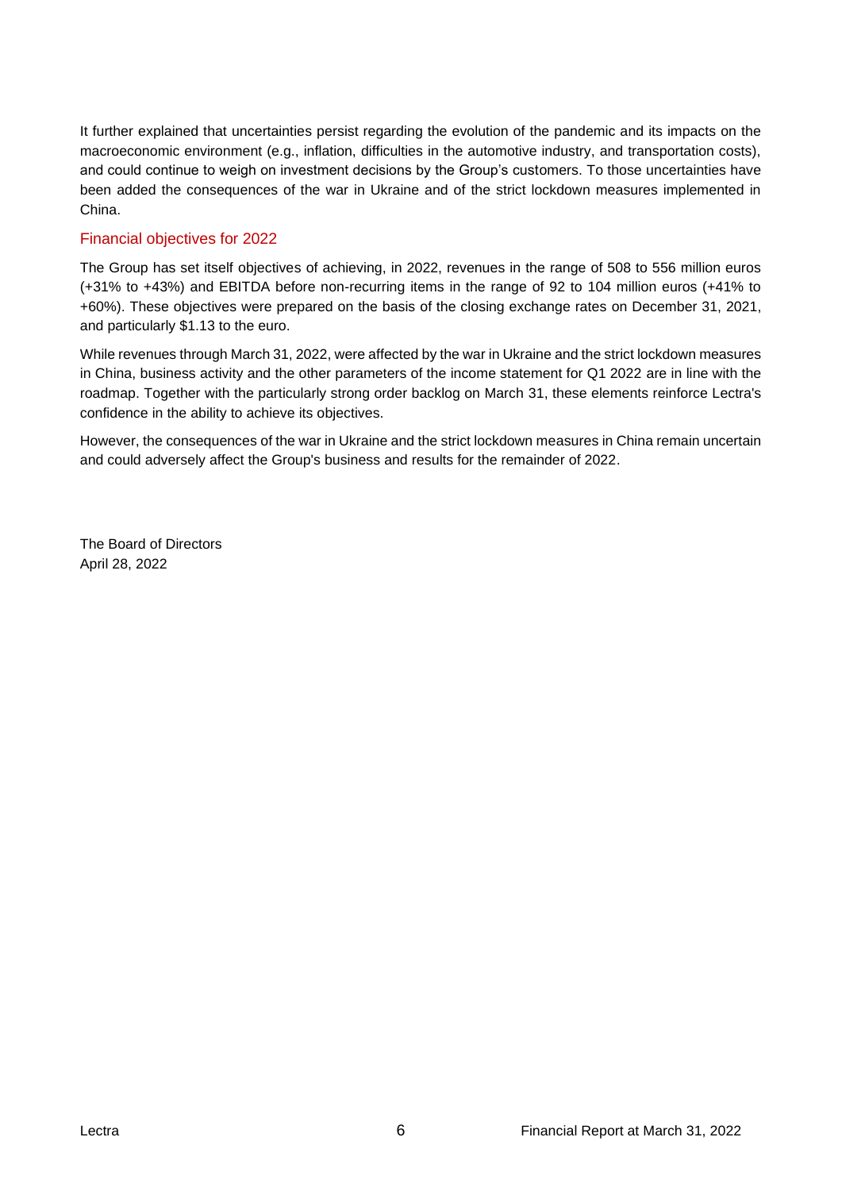It further explained that uncertainties persist regarding the evolution of the pandemic and its impacts on the macroeconomic environment (e.g., inflation, difficulties in the automotive industry, and transportation costs), and could continue to weigh on investment decisions by the Group's customers. To those uncertainties have been added the consequences of the war in Ukraine and of the strict lockdown measures implemented in China.

## Financial objectives for 2022

The Group has set itself objectives of achieving, in 2022, revenues in the range of 508 to 556 million euros (+31% to +43%) and EBITDA before non-recurring items in the range of 92 to 104 million euros (+41% to +60%). These objectives were prepared on the basis of the closing exchange rates on December 31, 2021, and particularly $1.13 to the euro.

While revenues through March 31, 2022, were affected by the war in Ukraine and the strict lockdown measures in China, business activity and the other parameters of the income statement for Q1 2022 are in line with the roadmap. Together with the particularly strong order backlog on March 31, these elements reinforce Lectra's confidence in the ability to achieve its objectives.

However, the consequences of the war in Ukraine and the strict lockdown measures in China remain uncertain and could adversely affect the Group's business and results for the remainder of 2022.

The Board of Directors
April 28, 2022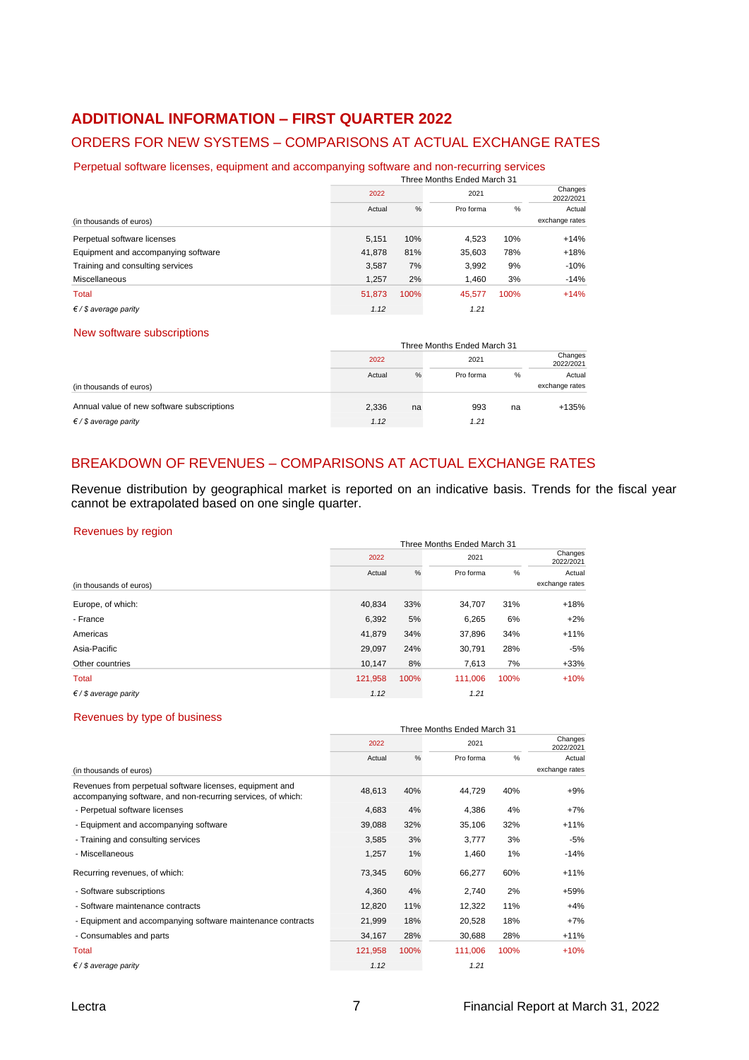# ADDITIONAL INFORMATION – FIRST QUARTER 2022

## ORDERS FOR NEW SYSTEMS – COMPARISONS AT ACTUAL EXCHANGE RATES

### Perpetual software licenses, equipment and accompanying software and non-recurring services

| | Three Months Ended March 31 | | | | |
|---|---|---|---|---|---|
| | 2022 | | 2021 | | Changes 2022/2021 |
| (in thousands of euros) | Actual | % | Pro forma | % | Actual exchange rates |
| Perpetual software licenses | 5,151 | 10% | 4,523 | 10% | +14% |
| Equipment and accompanying software | 41,878 | 81% | 35,603 | 78% | +18% |
| Training and consulting services | 3,587 | 7% | 3,992 | 9% | -10% |
| Miscellaneous | 1,257 | 2% | 1,460 | 3% | -14% |
| Total | 51,873 | 100% | 45,577 | 100% | +14% |
| *€ / $ average parity* | *1.12* | | *1.21* | | |

### New software subscriptions

| | Three Months Ended March 31 | | | | |
|---|---|---|---|---|---|
| | 2022 | | 2021 | | Changes 2022/2021 |
| (in thousands of euros) | Actual | % | Pro forma | % | Actual exchange rates |
| Annual value of new software subscriptions | 2,336 | na | 993 | na | +135% |
| *€ / $ average parity* | *1.12* | | *1.21* | | |

## BREAKDOWN OF REVENUES – COMPARISONS AT ACTUAL EXCHANGE RATES

Revenue distribution by geographical market is reported on an indicative basis. Trends for the fiscal year cannot be extrapolated based on one single quarter.

### Revenues by region

| | Three Months Ended March 31 | | | | |
|---|---|---|---|---|---|
| | 2022 | | 2021 | | Changes 2022/2021 |
| (in thousands of euros) | Actual | % | Pro forma | % | Actual exchange rates |
| Europe, of which: | 40,834 | 33% | 34,707 | 31% | +18% |
| - France | 6,392 | 5% | 6,265 | 6% | +2% |
| Americas | 41,879 | 34% | 37,896 | 34% | +11% |
| Asia-Pacific | 29,097 | 24% | 30,791 | 28% | -5% |
| Other countries | 10,147 | 8% | 7,613 | 7% | +33% |
| Total | 121,958 | 100% | 111,006 | 100% | +10% |
| *€ / $ average parity* | *1.12* | | *1.21* | | |

### Revenues by type of business

| | Three Months Ended March 31 | | | | |
|---|---|---|---|---|---|
| | 2022 | | 2021 | | Changes 2022/2021 |
| (in thousands of euros) | Actual | % | Pro forma | % | Actual exchange rates |
| Revenues from perpetual software licenses, equipment and accompanying software, and non-recurring services, of which: | 48,613 | 40% | 44,729 | 40% | +9% |
| - Perpetual software licenses | 4,683 | 4% | 4,386 | 4% | +7% |
| - Equipment and accompanying software | 39,088 | 32% | 35,106 | 32% | +11% |
| - Training and consulting services | 3,585 | 3% | 3,777 | 3% | -5% |
| - Miscellaneous | 1,257 | 1% | 1,460 | 1% | -14% |
| Recurring revenues, of which: | 73,345 | 60% | 66,277 | 60% | +11% |
| - Software subscriptions | 4,360 | 4% | 2,740 | 2% | +59% |
| - Software maintenance contracts | 12,820 | 11% | 12,322 | 11% | +4% |
| - Equipment and accompanying software maintenance contracts | 21,999 | 18% | 20,528 | 18% | +7% |
| - Consumables and parts | 34,167 | 28% | 30,688 | 28% | +11% |
| Total | 121,958 | 100% | 111,006 | 100% | +10% |
| *€ / $ average parity* | *1.12* | | *1.21* | | |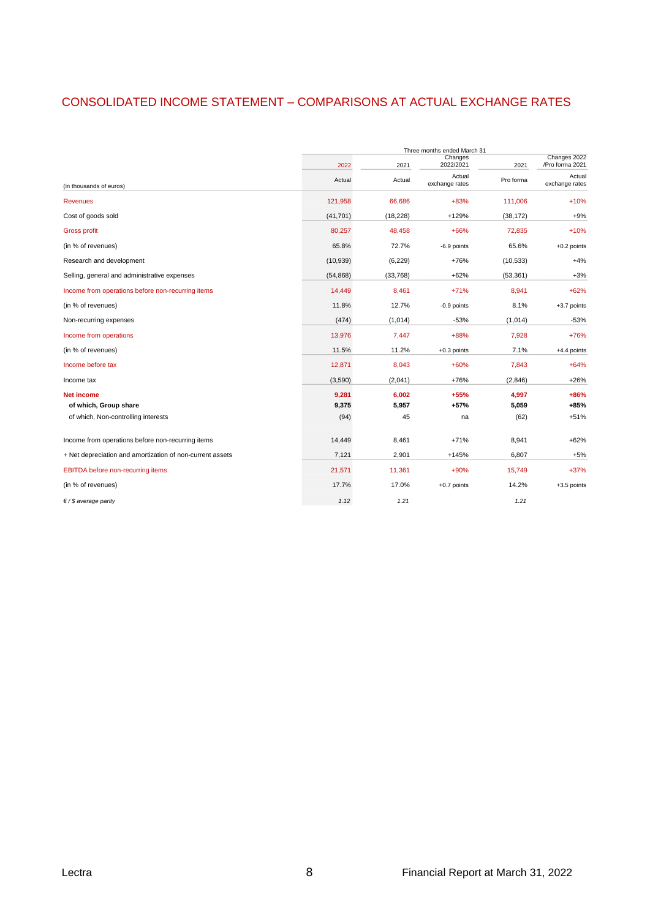## CONSOLIDATED INCOME STATEMENT – COMPARISONS AT ACTUAL EXCHANGE RATES

| (in thousands of euros) | Three months ended March 31 | | | | |
|---|---|---|---|---|---|
| | 2022 | 2021 | Changes 2022/2021 | 2021 | Changes 2022 /Pro forma 2021 |
| | Actual | Actual | Actual exchange rates | Pro forma | Actual exchange rates |
| Revenues | 121,958 | 66,686 | +83% | 111,006 | +10% |
| Cost of goods sold | (41,701) | (18,228) | +129% | (38,172) | +9% |
| Gross profit | 80,257 | 48,458 | +66% | 72,835 | +10% |
| (in % of revenues) | 65.8% | 72.7% | -6.9 points | 65.6% | +0.2 points |
| Research and development | (10,939) | (6,229) | +76% | (10,533) | +4% |
| Selling, general and administrative expenses | (54,868) | (33,768) | +62% | (53,361) | +3% |
| Income from operations before non-recurring items | 14,449 | 8,461 | +71% | 8,941 | +62% |
| (in % of revenues) | 11.8% | 12.7% | -0.9 points | 8.1% | +3.7 points |
| Non-recurring expenses | (474) | (1,014) | -53% | (1,014) | -53% |
| Income from operations | 13,976 | 7,447 | +88% | 7,928 | +76% |
| (in % of revenues) | 11.5% | 11.2% | +0.3 points | 7.1% | +4.4 points |
| Income before tax | 12,871 | 8,043 | +60% | 7,843 | +64% |
| Income tax | (3,590) | (2,041) | +76% | (2,846) | +26% |
| **Net income** | **9,281** | **6,002** | **+55%** | **4,997** | **+86%** |
| **of which, Group share** | **9,375** | **5,957** | **+57%** | **5,059** | **+85%** |
| of which, Non-controlling interests | (94) | 45 | na | (62) | +51% |
| | | | | | |
| Income from operations before non-recurring items | 14,449 | 8,461 | +71% | 8,941 | +62% |
| + Net depreciation and amortization of non-current assets | 7,121 | 2,901 | +145% | 6,807 | +5% |
| EBITDA before non-recurring items | 21,571 | 11,361 | +90% | 15,749 | +37% |
| (in % of revenues) | 17.7% | 17.0% | +0.7 points | 14.2% | +3.5 points |
| *€ / $ average parity* | *1.12* | *1.21* | | *1.21* | |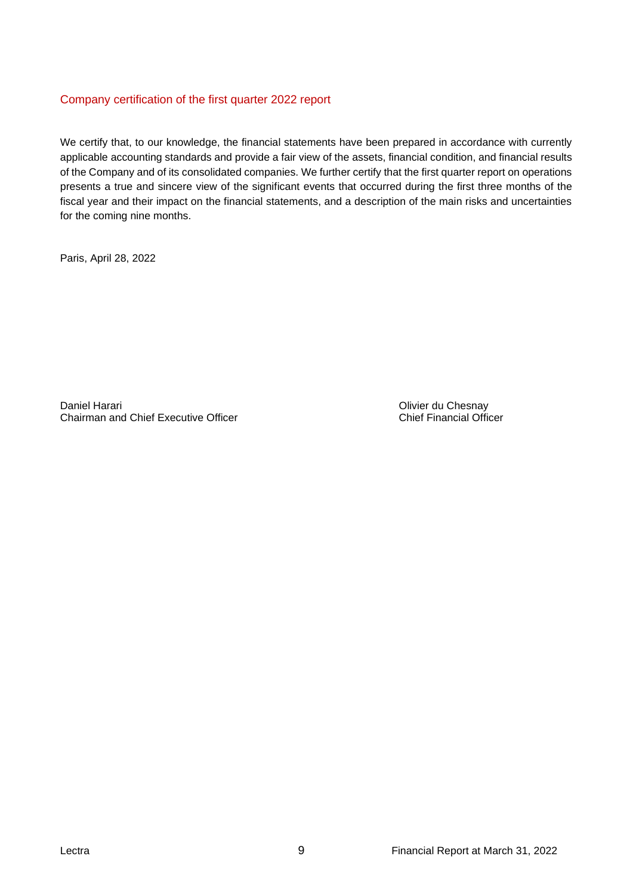## Company certification of the first quarter 2022 report

We certify that, to our knowledge, the financial statements have been prepared in accordance with currently applicable accounting standards and provide a fair view of the assets, financial condition, and financial results of the Company and of its consolidated companies. We further certify that the first quarter report on operations presents a true and sincere view of the significant events that occurred during the first three months of the fiscal year and their impact on the financial statements, and a description of the main risks and uncertainties for the coming nine months.

Paris, April 28, 2022

Daniel Harari
Chairman and Chief Executive Officer

Olivier du Chesnay
Chief Financial Officer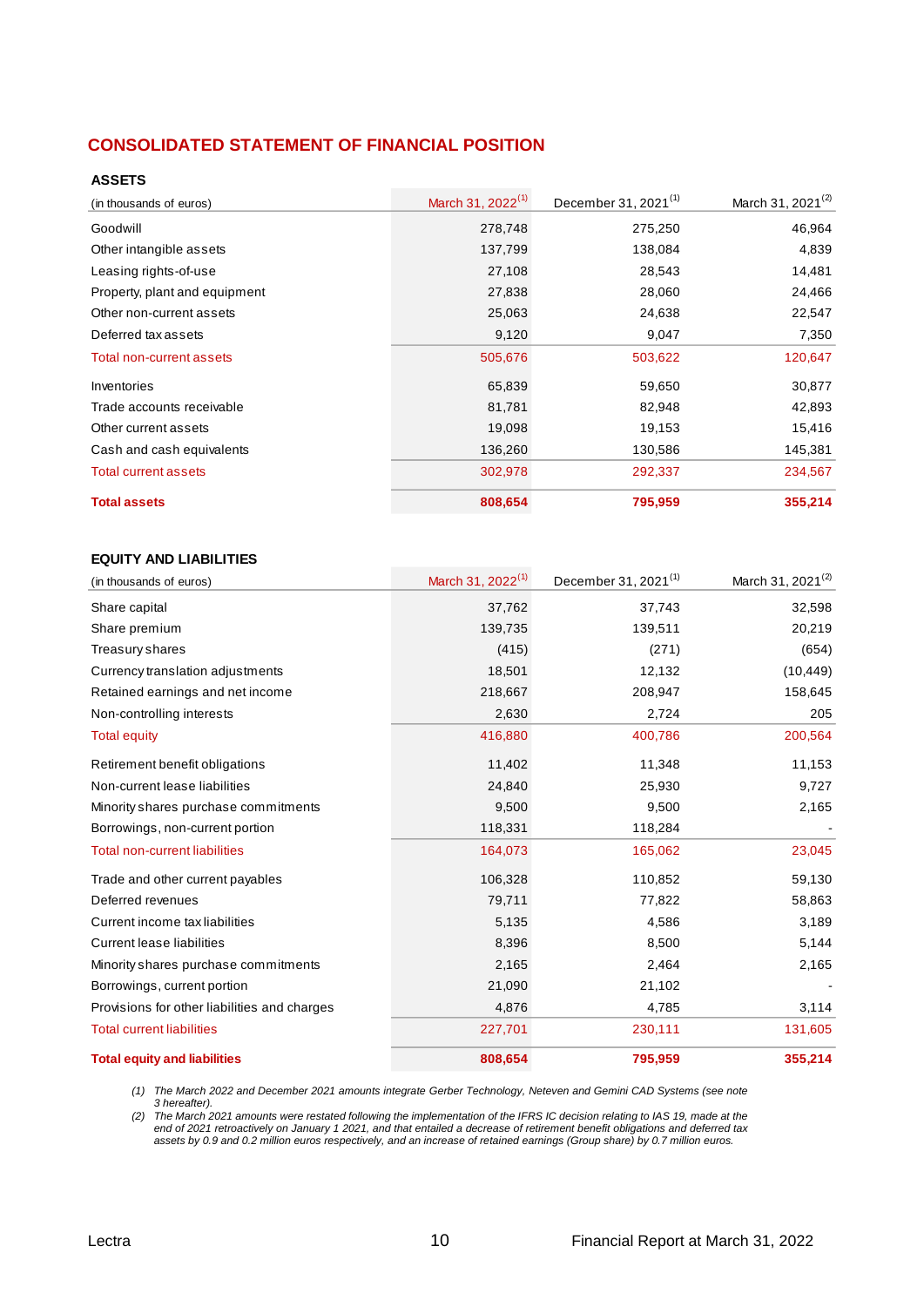# CONSOLIDATED STATEMENT OF FINANCIAL POSITION

## ASSETS

| (in thousands of euros) | March 31, 2022[1] | December 31, 2021[1] | March 31, 2021[2] |
|---|---|---|---|
| Goodwill | 278,748 | 275,250 | 46,964 |
| Other intangible assets | 137,799 | 138,084 | 4,839 |
| Leasing rights-of-use | 27,108 | 28,543 | 14,481 |
| Property, plant and equipment | 27,838 | 28,060 | 24,466 |
| Other non-current assets | 25,063 | 24,638 | 22,547 |
| Deferred tax assets | 9,120 | 9,047 | 7,350 |
| Total non-current assets | 505,676 | 503,622 | 120,647 |
| Inventories | 65,839 | 59,650 | 30,877 |
| Trade accounts receivable | 81,781 | 82,948 | 42,893 |
| Other current assets | 19,098 | 19,153 | 15,416 |
| Cash and cash equivalents | 136,260 | 130,586 | 145,381 |
| Total current assets | 302,978 | 292,337 | 234,567 |
| **Total assets** | **808,654** | **795,959** | **355,214** |

## EQUITY AND LIABILITIES

| (in thousands of euros) | March 31, 2022[1] | December 31, 2021[1] | March 31, 2021[2] |
|---|---|---|---|
| Share capital | 37,762 | 37,743 | 32,598 |
| Share premium | 139,735 | 139,511 | 20,219 |
| Treasury shares | (415) | (271) | (654) |
| Currency translation adjustments | 18,501 | 12,132 | (10,449) |
| Retained earnings and net income | 218,667 | 208,947 | 158,645 |
| Non-controlling interests | 2,630 | 2,724 | 205 |
| Total equity | 416,880 | 400,786 | 200,564 |
| Retirement benefit obligations | 11,402 | 11,348 | 11,153 |
| Non-current lease liabilities | 24,840 | 25,930 | 9,727 |
| Minority shares purchase commitments | 9,500 | 9,500 | 2,165 |
| Borrowings, non-current portion | 118,331 | 118,284 | - |
| Total non-current liabilities | 164,073 | 165,062 | 23,045 |
| Trade and other current payables | 106,328 | 110,852 | 59,130 |
| Deferred revenues | 79,711 | 77,822 | 58,863 |
| Current income tax liabilities | 5,135 | 4,586 | 3,189 |
| Current lease liabilities | 8,396 | 8,500 | 5,144 |
| Minority shares purchase commitments | 2,165 | 2,464 | 2,165 |
| Borrowings, current portion | 21,090 | 21,102 | - |
| Provisions for other liabilities and charges | 4,876 | 4,785 | 3,114 |
| Total current liabilities | 227,701 | 230,111 | 131,605 |
| **Total equity and liabilities** | **808,654** | **795,959** | **355,214** |

*(1) The March 2022 and December 2021 amounts integrate Gerber Technology, Neteven and Gemini CAD Systems (see note 3 hereafter).*

*(2) The March 2021 amounts were restated following the implementation of the IFRS IC decision relating to IAS 19, made at the end of 2021 retroactively on January 1 2021, and that entailed a decrease of retirement benefit obligations and deferred tax assets by 0.9 and 0.2 million euros respectively, and an increase of retained earnings (Group share) by 0.7 million euros.*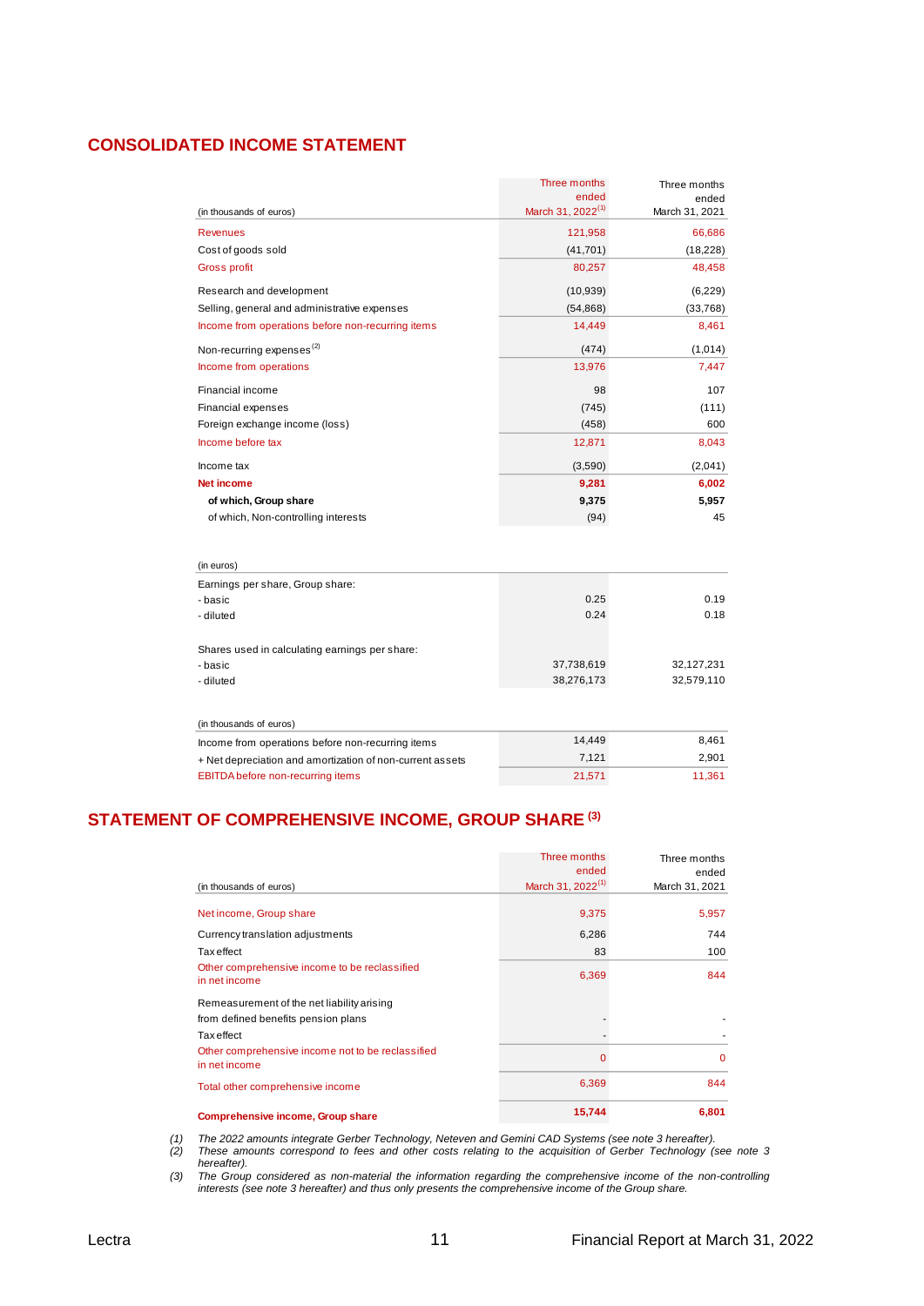## CONSOLIDATED INCOME STATEMENT

| (in thousands of euros) | Three months ended March 31, 2022[(1)] | Three months ended March 31, 2021 |
|---|---|---|
| Revenues | 121,958 | 66,686 |
| Cost of goods sold | (41,701) | (18,228) |
| Gross profit | 80,257 | 48,458 |
| Research and development | (10,939) | (6,229) |
| Selling, general and administrative expenses | (54,868) | (33,768) |
| Income from operations before non-recurring items | 14,449 | 8,461 |
| Non-recurring expenses[(2)] | (474) | (1,014) |
| Income from operations | 13,976 | 7,447 |
| Financial income | 98 | 107 |
| Financial expenses | (745) | (111) |
| Foreign exchange income (loss) | (458) | 600 |
| Income before tax | 12,871 | 8,043 |
| Income tax | (3,590) | (2,041) |
| **Net income** | **9,281** | **6,002** |
| **of which, Group share** | **9,375** | **5,957** |
| of which, Non-controlling interests | (94) | 45 |

| (in euros) | | |
|---|---|---|
| Earnings per share, Group share: | | |
| - basic | 0.25 | 0.19 |
| - diluted | 0.24 | 0.18 |
| Shares used in calculating earnings per share: | | |
| - basic | 37,738,619 | 32,127,231 |
| - diluted | 38,276,173 | 32,579,110 |

| (in thousands of euros) | | |
|---|---|---|
| Income from operations before non-recurring items | 14,449 | 8,461 |
| + Net depreciation and amortization of non-current assets | 7,121 | 2,901 |
| EBITDA before non-recurring items | 21,571 | 11,361 |

## STATEMENT OF COMPREHENSIVE INCOME, GROUP SHARE [(3)]

| (in thousands of euros) | Three months ended March 31, 2022[(1)] | Three months ended March 31, 2021 |
|---|---|---|
| Net income, Group share | 9,375 | 5,957 |
| Currency translation adjustments | 6,286 | 744 |
| Tax effect | 83 | 100 |
| Other comprehensive income to be reclassified in net income | 6,369 | 844 |
| Remeasurement of the net liability arising from defined benefits pension plans | - | - |
| Tax effect | - | - |
| Other comprehensive income not to be reclassified in net income | 0 | 0 |
| Total other comprehensive income | 6,369 | 844 |
| **Comprehensive income, Group share** | **15,744** | **6,801** |

*(1) The 2022 amounts integrate Gerber Technology, Neteven and Gemini CAD Systems (see note 3 hereafter).*
*(2) These amounts correspond to fees and other costs relating to the acquisition of Gerber Technology (see note 3 hereafter).*
*(3) The Group considered as non-material the information regarding the comprehensive income of the non-controlling interests (see note 3 hereafter) and thus only presents the comprehensive income of the Group share.*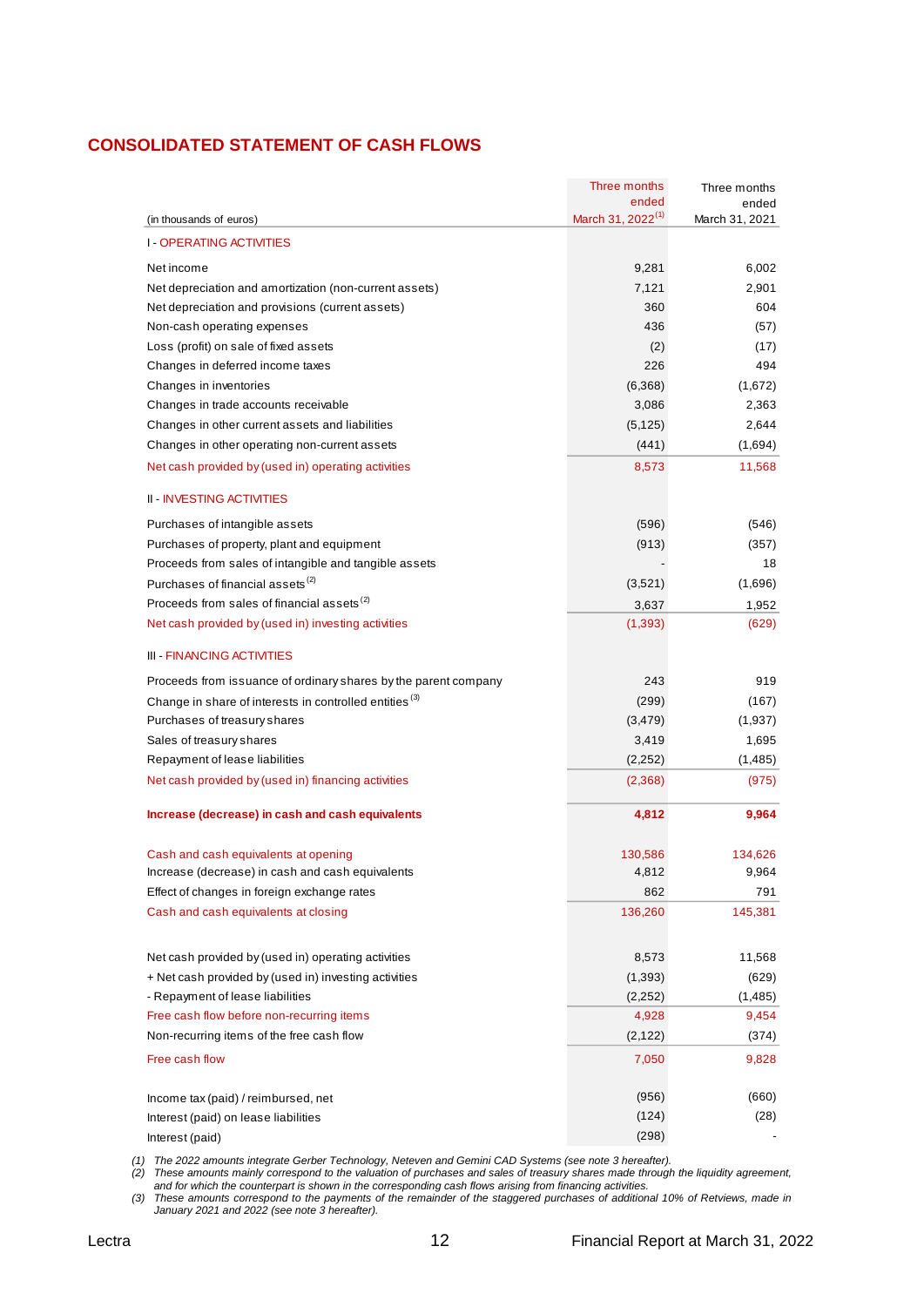## CONSOLIDATED STATEMENT OF CASH FLOWS

| (in thousands of euros) | Three months ended March 31, 2022[(1)] | Three months ended March 31, 2021 |
|---|---|---|
| I - OPERATING ACTIVITIES | | |
| Net income | 9,281 | 6,002 |
| Net depreciation and amortization (non-current assets) | 7,121 | 2,901 |
| Net depreciation and provisions (current assets) | 360 | 604 |
| Non-cash operating expenses | 436 | (57) |
| Loss (profit) on sale of fixed assets | (2) | (17) |
| Changes in deferred income taxes | 226 | 494 |
| Changes in inventories | (6,368) | (1,672) |
| Changes in trade accounts receivable | 3,086 | 2,363 |
| Changes in other current assets and liabilities | (5,125) | 2,644 |
| Changes in other operating non-current assets | (441) | (1,694) |
| Net cash provided by (used in) operating activities | 8,573 | 11,568 |
| II - INVESTING ACTIVITIES | | |
| Purchases of intangible assets | (596) | (546) |
| Purchases of property, plant and equipment | (913) | (357) |
| Proceeds from sales of intangible and tangible assets | - | 18 |
| Purchases of financial assets [(2)] | (3,521) | (1,696) |
| Proceeds from sales of financial assets [(2)] | 3,637 | 1,952 |
| Net cash provided by (used in) investing activities | (1,393) | (629) |
| III - FINANCING ACTIVITIES | | |
| Proceeds from issuance of ordinary shares by the parent company | 243 | 919 |
| Change in share of interests in controlled entities [(3)] | (299) | (167) |
| Purchases of treasury shares | (3,479) | (1,937) |
| Sales of treasury shares | 3,419 | 1,695 |
| Repayment of lease liabilities | (2,252) | (1,485) |
| Net cash provided by (used in) financing activities | (2,368) | (975) |
| **Increase (decrease) in cash and cash equivalents** | **4,812** | **9,964** |
| Cash and cash equivalents at opening | 130,586 | 134,626 |
| Increase (decrease) in cash and cash equivalents | 4,812 | 9,964 |
| Effect of changes in foreign exchange rates | 862 | 791 |
| Cash and cash equivalents at closing | 136,260 | 145,381 |
| Net cash provided by (used in) operating activities | 8,573 | 11,568 |
| + Net cash provided by (used in) investing activities | (1,393) | (629) |
| - Repayment of lease liabilities | (2,252) | (1,485) |
| Free cash flow before non-recurring items | 4,928 | 9,454 |
| Non-recurring items of the free cash flow | (2,122) | (374) |
| Free cash flow | 7,050 | 9,828 |
| Income tax (paid) / reimbursed, net | (956) | (660) |
| Interest (paid) on lease liabilities | (124) | (28) |
| Interest (paid) | (298) | - |

*(1) The 2022 amounts integrate Gerber Technology, Neteven and Gemini CAD Systems (see note 3 hereafter).*
*(2) These amounts mainly correspond to the valuation of purchases and sales of treasury shares made through the liquidity agreement, and for which the counterpart is shown in the corresponding cash flows arising from financing activities.*
*(3) These amounts correspond to the payments of the remainder of the staggered purchases of additional 10% of Retviews, made in January 2021 and 2022 (see note 3 hereafter).*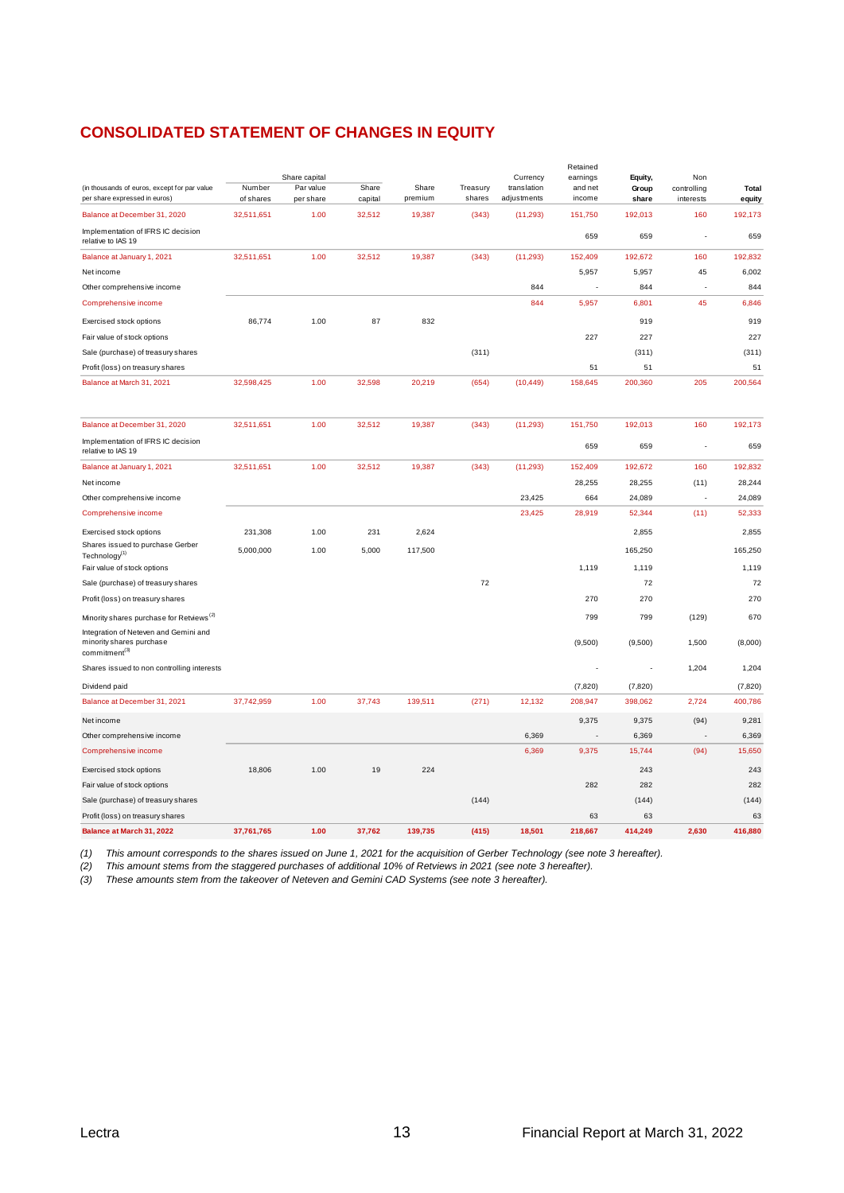# CONSOLIDATED STATEMENT OF CHANGES IN EQUITY

| (in thousands of euros, except for par value per share expressed in euros) | Share capital Number of shares | Par value per share | Share capital | Share premium | Treasury shares | Currency translation adjustments | Retained earnings and net income | Equity, Group share | Non controlling interests | Total equity |
|---|---|---|---|---|---|---|---|---|---|---|
| Balance at December 31, 2020 | 32,511,651 | 1.00 | 32,512 | 19,387 | (343) | (11,293) | 151,750 | 192,013 | 160 | 192,173 |
| Implementation of IFRS IC decision relative to IAS 19 | | | | | | | 659 | 659 | - | 659 |
| Balance at January 1, 2021 | 32,511,651 | 1.00 | 32,512 | 19,387 | (343) | (11,293) | 152,409 | 192,672 | 160 | 192,832 |
| Net income | | | | | | | 5,957 | 5,957 | 45 | 6,002 |
| Other comprehensive income | | | | | | 844 | - | 844 | - | 844 |
| Comprehensive income | | | | | | 844 | 5,957 | 6,801 | 45 | 6,846 |
| Exercised stock options | 86,774 | 1.00 | 87 | 832 | | | | 919 | | 919 |
| Fair value of stock options | | | | | | | 227 | 227 | | 227 |
| Sale (purchase) of treasury shares | | | | | (311) | | | (311) | | (311) |
| Profit (loss) on treasury shares | | | | | | | 51 | 51 | | 51 |
| Balance at March 31, 2021 | 32,598,425 | 1.00 | 32,598 | 20,219 | (654) | (10,449) | 158,645 | 200,360 | 205 | 200,564 |
| | | | | | | | | | | |
| Balance at December 31, 2020 | 32,511,651 | 1.00 | 32,512 | 19,387 | (343) | (11,293) | 151,750 | 192,013 | 160 | 192,173 |
| Implementation of IFRS IC decision relative to IAS 19 | | | | | | | 659 | 659 | - | 659 |
| Balance at January 1, 2021 | 32,511,651 | 1.00 | 32,512 | 19,387 | (343) | (11,293) | 152,409 | 192,672 | 160 | 192,832 |
| Net income | | | | | | | 28,255 | 28,255 | (11) | 28,244 |
| Other comprehensive income | | | | | | 23,425 | 664 | 24,089 | - | 24,089 |
| Comprehensive income | | | | | | 23,425 | 28,919 | 52,344 | (11) | 52,333 |
| Exercised stock options | 231,308 | 1.00 | 231 | 2,624 | | | | 2,855 | | 2,855 |
| Shares issued to purchase Gerber Technology[1] | 5,000,000 | 1.00 | 5,000 | 117,500 | | | | 165,250 | | 165,250 |
| Fair value of stock options | | | | | | | 1,119 | 1,119 | | 1,119 |
| Sale (purchase) of treasury shares | | | | | 72 | | | 72 | | 72 |
| Profit (loss) on treasury shares | | | | | | | 270 | 270 | | 270 |
| Minority shares purchase for Retviews[2] | | | | | | | 799 | 799 | (129) | 670 |
| Integration of Neteven and Gemini and minority shares purchase commitment[3] | | | | | | | (9,500) | (9,500) | 1,500 | (8,000) |
| Shares issued to non controlling interests | | | | | | | - | - | 1,204 | 1,204 |
| Dividend paid | | | | | | | (7,820) | (7,820) | | (7,820) |
| Balance at December 31, 2021 | 37,742,959 | 1.00 | 37,743 | 139,511 | (271) | 12,132 | 208,947 | 398,062 | 2,724 | 400,786 |
| Net income | | | | | | | 9,375 | 9,375 | (94) | 9,281 |
| Other comprehensive income | | | | | | 6,369 | - | 6,369 | - | 6,369 |
| Comprehensive income | | | | | | 6,369 | 9,375 | 15,744 | (94) | 15,650 |
| Exercised stock options | 18,806 | 1.00 | 19 | 224 | | | | 243 | | 243 |
| Fair value of stock options | | | | | | | 282 | 282 | | 282 |
| Sale (purchase) of treasury shares | | | | | (144) | | | (144) | | (144) |
| Profit (loss) on treasury shares | | | | | | | 63 | 63 | | 63 |
| **Balance at March 31, 2022** | **37,761,765** | **1.00** | **37,762** | **139,735** | **(415)** | **18,501** | **218,667** | **414,249** | **2,630** | **416,880** |

*(1) This amount corresponds to the shares issued on June 1, 2021 for the acquisition of Gerber Technology (see note 3 hereafter).*
*(2) This amount stems from the staggered purchases of additional 10% of Retviews in 2021 (see note 3 hereafter).*
*(3) These amounts stem from the takeover of Neteven and Gemini CAD Systems (see note 3 hereafter).*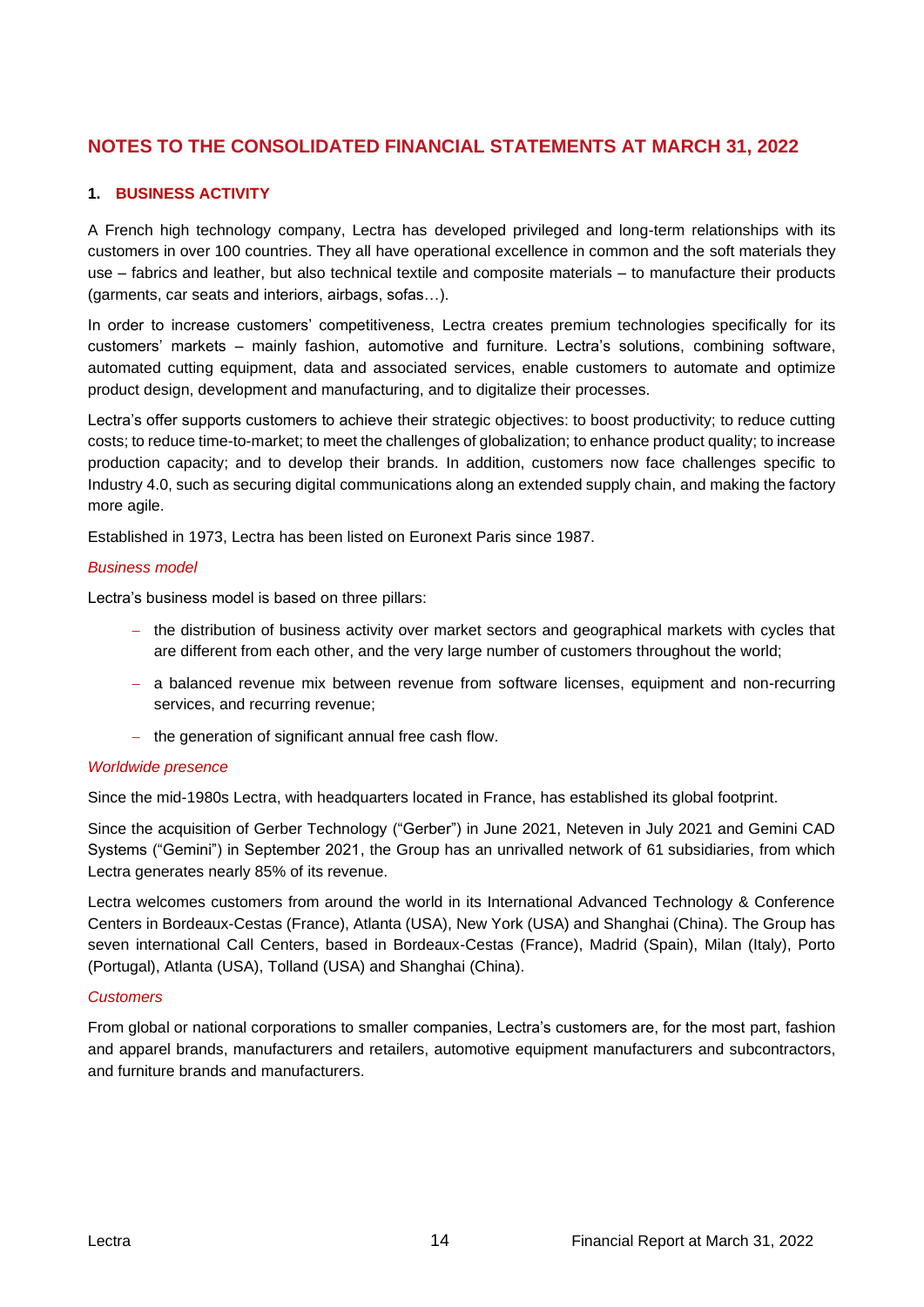## NOTES TO THE CONSOLIDATED FINANCIAL STATEMENTS AT MARCH 31, 2022

### 1. BUSINESS ACTIVITY

A French high technology company, Lectra has developed privileged and long-term relationships with its customers in over 100 countries. They all have operational excellence in common and the soft materials they use – fabrics and leather, but also technical textile and composite materials – to manufacture their products (garments, car seats and interiors, airbags, sofas…).

In order to increase customers' competitiveness, Lectra creates premium technologies specifically for its customers' markets – mainly fashion, automotive and furniture. Lectra's solutions, combining software, automated cutting equipment, data and associated services, enable customers to automate and optimize product design, development and manufacturing, and to digitalize their processes.

Lectra's offer supports customers to achieve their strategic objectives: to boost productivity; to reduce cutting costs; to reduce time-to-market; to meet the challenges of globalization; to enhance product quality; to increase production capacity; and to develop their brands. In addition, customers now face challenges specific to Industry 4.0, such as securing digital communications along an extended supply chain, and making the factory more agile.

Established in 1973, Lectra has been listed on Euronext Paris since 1987.

*Business model*

Lectra's business model is based on three pillars:

- the distribution of business activity over market sectors and geographical markets with cycles that are different from each other, and the very large number of customers throughout the world;
- a balanced revenue mix between revenue from software licenses, equipment and non-recurring services, and recurring revenue;
- the generation of significant annual free cash flow.

*Worldwide presence*

Since the mid-1980s Lectra, with headquarters located in France, has established its global footprint.

Since the acquisition of Gerber Technology ("Gerber") in June 2021, Neteven in July 2021 and Gemini CAD Systems ("Gemini") in September 2021, the Group has an unrivalled network of 61 subsidiaries, from which Lectra generates nearly 85% of its revenue.

Lectra welcomes customers from around the world in its International Advanced Technology & Conference Centers in Bordeaux-Cestas (France), Atlanta (USA), New York (USA) and Shanghai (China). The Group has seven international Call Centers, based in Bordeaux-Cestas (France), Madrid (Spain), Milan (Italy), Porto (Portugal), Atlanta (USA), Tolland (USA) and Shanghai (China).

*Customers*

From global or national corporations to smaller companies, Lectra's customers are, for the most part, fashion and apparel brands, manufacturers and retailers, automotive equipment manufacturers and subcontractors, and furniture brands and manufacturers.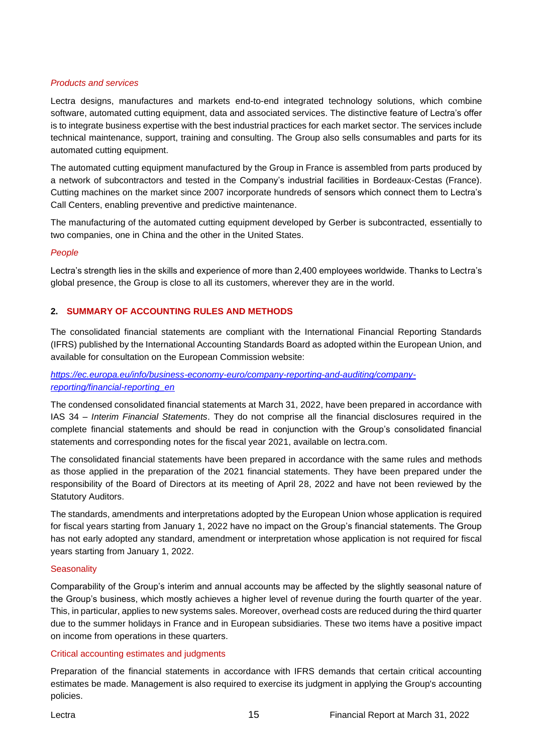*Products and services*

Lectra designs, manufactures and markets end-to-end integrated technology solutions, which combine software, automated cutting equipment, data and associated services. The distinctive feature of Lectra's offer is to integrate business expertise with the best industrial practices for each market sector. The services include technical maintenance, support, training and consulting. The Group also sells consumables and parts for its automated cutting equipment.

The automated cutting equipment manufactured by the Group in France is assembled from parts produced by a network of subcontractors and tested in the Company's industrial facilities in Bordeaux-Cestas (France). Cutting machines on the market since 2007 incorporate hundreds of sensors which connect them to Lectra's Call Centers, enabling preventive and predictive maintenance.

The manufacturing of the automated cutting equipment developed by Gerber is subcontracted, essentially to two companies, one in China and the other in the United States.

*People*

Lectra's strength lies in the skills and experience of more than 2,400 employees worldwide. Thanks to Lectra's global presence, the Group is close to all its customers, wherever they are in the world.

## 2. SUMMARY OF ACCOUNTING RULES AND METHODS

The consolidated financial statements are compliant with the International Financial Reporting Standards (IFRS) published by the International Accounting Standards Board as adopted within the European Union, and available for consultation on the European Commission website:

*https://ec.europa.eu/info/business-economy-euro/company-reporting-and-auditing/company-reporting/financial-reporting_en*

The condensed consolidated financial statements at March 31, 2022, have been prepared in accordance with IAS 34 – *Interim Financial Statements*. They do not comprise all the financial disclosures required in the complete financial statements and should be read in conjunction with the Group's consolidated financial statements and corresponding notes for the fiscal year 2021, available on lectra.com.

The consolidated financial statements have been prepared in accordance with the same rules and methods as those applied in the preparation of the 2021 financial statements. They have been prepared under the responsibility of the Board of Directors at its meeting of April 28, 2022 and have not been reviewed by the Statutory Auditors.

The standards, amendments and interpretations adopted by the European Union whose application is required for fiscal years starting from January 1, 2022 have no impact on the Group's financial statements. The Group has not early adopted any standard, amendment or interpretation whose application is not required for fiscal years starting from January 1, 2022.

### Seasonality

Comparability of the Group's interim and annual accounts may be affected by the slightly seasonal nature of the Group's business, which mostly achieves a higher level of revenue during the fourth quarter of the year. This, in particular, applies to new systems sales. Moreover, overhead costs are reduced during the third quarter due to the summer holidays in France and in European subsidiaries. These two items have a positive impact on income from operations in these quarters.

### Critical accounting estimates and judgments

Preparation of the financial statements in accordance with IFRS demands that certain critical accounting estimates be made. Management is also required to exercise its judgment in applying the Group's accounting policies.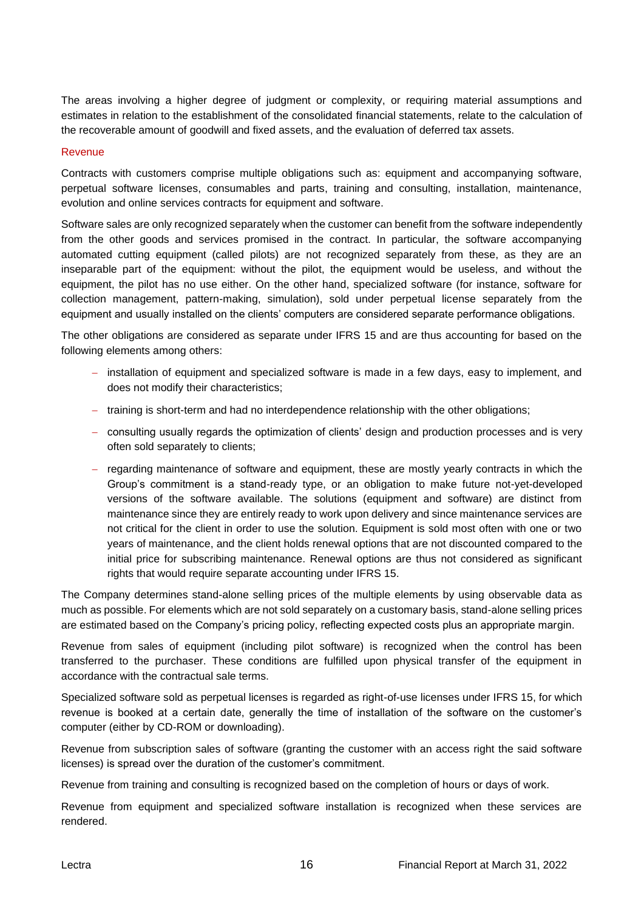The areas involving a higher degree of judgment or complexity, or requiring material assumptions and estimates in relation to the establishment of the consolidated financial statements, relate to the calculation of the recoverable amount of goodwill and fixed assets, and the evaluation of deferred tax assets.

### Revenue

Contracts with customers comprise multiple obligations such as: equipment and accompanying software, perpetual software licenses, consumables and parts, training and consulting, installation, maintenance, evolution and online services contracts for equipment and software.

Software sales are only recognized separately when the customer can benefit from the software independently from the other goods and services promised in the contract. In particular, the software accompanying automated cutting equipment (called pilots) are not recognized separately from these, as they are an inseparable part of the equipment: without the pilot, the equipment would be useless, and without the equipment, the pilot has no use either. On the other hand, specialized software (for instance, software for collection management, pattern-making, simulation), sold under perpetual license separately from the equipment and usually installed on the clients' computers are considered separate performance obligations.

The other obligations are considered as separate under IFRS 15 and are thus accounting for based on the following elements among others:

- installation of equipment and specialized software is made in a few days, easy to implement, and does not modify their characteristics;
- training is short-term and had no interdependence relationship with the other obligations;
- consulting usually regards the optimization of clients' design and production processes and is very often sold separately to clients;
- regarding maintenance of software and equipment, these are mostly yearly contracts in which the Group's commitment is a stand-ready type, or an obligation to make future not-yet-developed versions of the software available. The solutions (equipment and software) are distinct from maintenance since they are entirely ready to work upon delivery and since maintenance services are not critical for the client in order to use the solution. Equipment is sold most often with one or two years of maintenance, and the client holds renewal options that are not discounted compared to the initial price for subscribing maintenance. Renewal options are thus not considered as significant rights that would require separate accounting under IFRS 15.

The Company determines stand-alone selling prices of the multiple elements by using observable data as much as possible. For elements which are not sold separately on a customary basis, stand-alone selling prices are estimated based on the Company's pricing policy, reflecting expected costs plus an appropriate margin.

Revenue from sales of equipment (including pilot software) is recognized when the control has been transferred to the purchaser. These conditions are fulfilled upon physical transfer of the equipment in accordance with the contractual sale terms.

Specialized software sold as perpetual licenses is regarded as right-of-use licenses under IFRS 15, for which revenue is booked at a certain date, generally the time of installation of the software on the customer's computer (either by CD-ROM or downloading).

Revenue from subscription sales of software (granting the customer with an access right the said software licenses) is spread over the duration of the customer's commitment.

Revenue from training and consulting is recognized based on the completion of hours or days of work.

Revenue from equipment and specialized software installation is recognized when these services are rendered.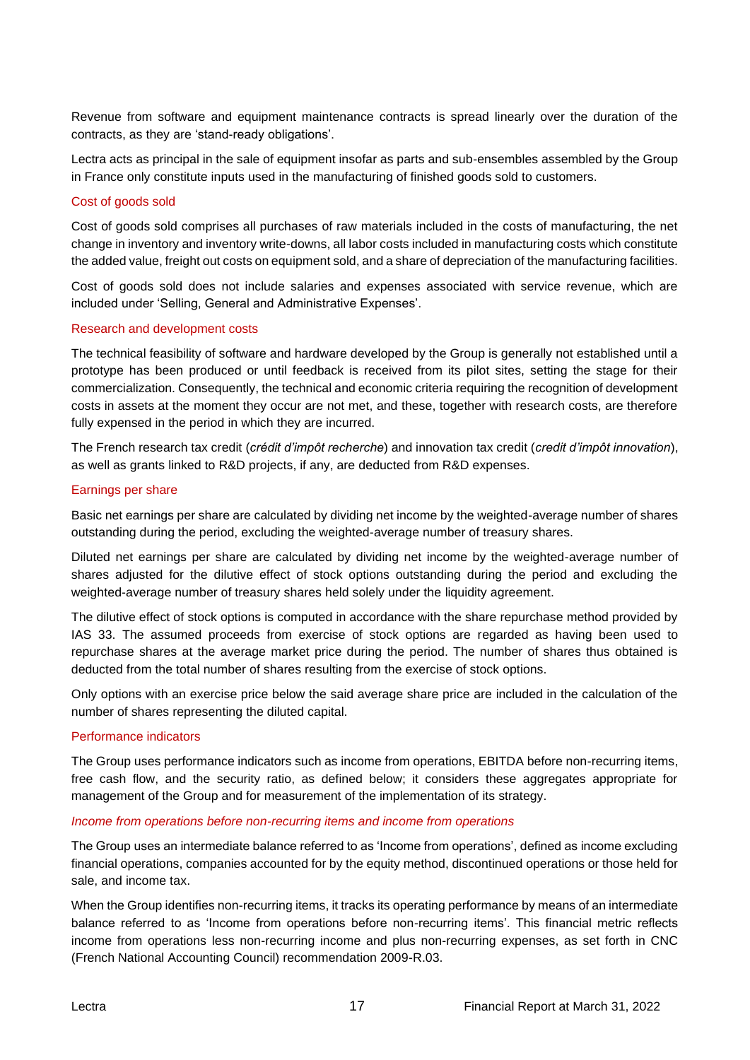Revenue from software and equipment maintenance contracts is spread linearly over the duration of the contracts, as they are 'stand-ready obligations'.

Lectra acts as principal in the sale of equipment insofar as parts and sub-ensembles assembled by the Group in France only constitute inputs used in the manufacturing of finished goods sold to customers.

### Cost of goods sold

Cost of goods sold comprises all purchases of raw materials included in the costs of manufacturing, the net change in inventory and inventory write-downs, all labor costs included in manufacturing costs which constitute the added value, freight out costs on equipment sold, and a share of depreciation of the manufacturing facilities.

Cost of goods sold does not include salaries and expenses associated with service revenue, which are included under 'Selling, General and Administrative Expenses'.

### Research and development costs

The technical feasibility of software and hardware developed by the Group is generally not established until a prototype has been produced or until feedback is received from its pilot sites, setting the stage for their commercialization. Consequently, the technical and economic criteria requiring the recognition of development costs in assets at the moment they occur are not met, and these, together with research costs, are therefore fully expensed in the period in which they are incurred.

The French research tax credit (*crédit d'impôt recherche*) and innovation tax credit (*credit d'impôt innovation*), as well as grants linked to R&D projects, if any, are deducted from R&D expenses.

### Earnings per share

Basic net earnings per share are calculated by dividing net income by the weighted-average number of shares outstanding during the period, excluding the weighted-average number of treasury shares.

Diluted net earnings per share are calculated by dividing net income by the weighted-average number of shares adjusted for the dilutive effect of stock options outstanding during the period and excluding the weighted-average number of treasury shares held solely under the liquidity agreement.

The dilutive effect of stock options is computed in accordance with the share repurchase method provided by IAS 33. The assumed proceeds from exercise of stock options are regarded as having been used to repurchase shares at the average market price during the period. The number of shares thus obtained is deducted from the total number of shares resulting from the exercise of stock options.

Only options with an exercise price below the said average share price are included in the calculation of the number of shares representing the diluted capital.

### Performance indicators

The Group uses performance indicators such as income from operations, EBITDA before non-recurring items, free cash flow, and the security ratio, as defined below; it considers these aggregates appropriate for management of the Group and for measurement of the implementation of its strategy.

#### *Income from operations before non-recurring items and income from operations*

The Group uses an intermediate balance referred to as 'Income from operations', defined as income excluding financial operations, companies accounted for by the equity method, discontinued operations or those held for sale, and income tax.

When the Group identifies non-recurring items, it tracks its operating performance by means of an intermediate balance referred to as 'Income from operations before non-recurring items'. This financial metric reflects income from operations less non-recurring income and plus non-recurring expenses, as set forth in CNC (French National Accounting Council) recommendation 2009-R.03.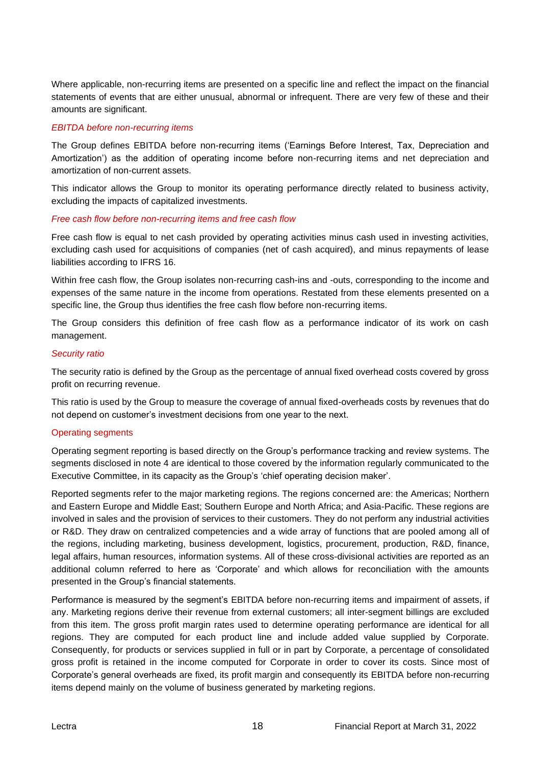Where applicable, non-recurring items are presented on a specific line and reflect the impact on the financial statements of events that are either unusual, abnormal or infrequent. There are very few of these and their amounts are significant.

### *EBITDA before non-recurring items*

The Group defines EBITDA before non-recurring items ('Earnings Before Interest, Tax, Depreciation and Amortization') as the addition of operating income before non-recurring items and net depreciation and amortization of non-current assets.

This indicator allows the Group to monitor its operating performance directly related to business activity, excluding the impacts of capitalized investments.

### *Free cash flow before non-recurring items and free cash flow*

Free cash flow is equal to net cash provided by operating activities minus cash used in investing activities, excluding cash used for acquisitions of companies (net of cash acquired), and minus repayments of lease liabilities according to IFRS 16.

Within free cash flow, the Group isolates non-recurring cash-ins and -outs, corresponding to the income and expenses of the same nature in the income from operations. Restated from these elements presented on a specific line, the Group thus identifies the free cash flow before non-recurring items.

The Group considers this definition of free cash flow as a performance indicator of its work on cash management.

### *Security ratio*

The security ratio is defined by the Group as the percentage of annual fixed overhead costs covered by gross profit on recurring revenue.

This ratio is used by the Group to measure the coverage of annual fixed-overheads costs by revenues that do not depend on customer's investment decisions from one year to the next.

## Operating segments

Operating segment reporting is based directly on the Group's performance tracking and review systems. The segments disclosed in note 4 are identical to those covered by the information regularly communicated to the Executive Committee, in its capacity as the Group's 'chief operating decision maker'.

Reported segments refer to the major marketing regions. The regions concerned are: the Americas; Northern and Eastern Europe and Middle East; Southern Europe and North Africa; and Asia-Pacific. These regions are involved in sales and the provision of services to their customers. They do not perform any industrial activities or R&D. They draw on centralized competencies and a wide array of functions that are pooled among all of the regions, including marketing, business development, logistics, procurement, production, R&D, finance, legal affairs, human resources, information systems. All of these cross-divisional activities are reported as an additional column referred to here as 'Corporate' and which allows for reconciliation with the amounts presented in the Group's financial statements.

Performance is measured by the segment's EBITDA before non-recurring items and impairment of assets, if any. Marketing regions derive their revenue from external customers; all inter-segment billings are excluded from this item. The gross profit margin rates used to determine operating performance are identical for all regions. They are computed for each product line and include added value supplied by Corporate. Consequently, for products or services supplied in full or in part by Corporate, a percentage of consolidated gross profit is retained in the income computed for Corporate in order to cover its costs. Since most of Corporate's general overheads are fixed, its profit margin and consequently its EBITDA before non-recurring items depend mainly on the volume of business generated by marketing regions.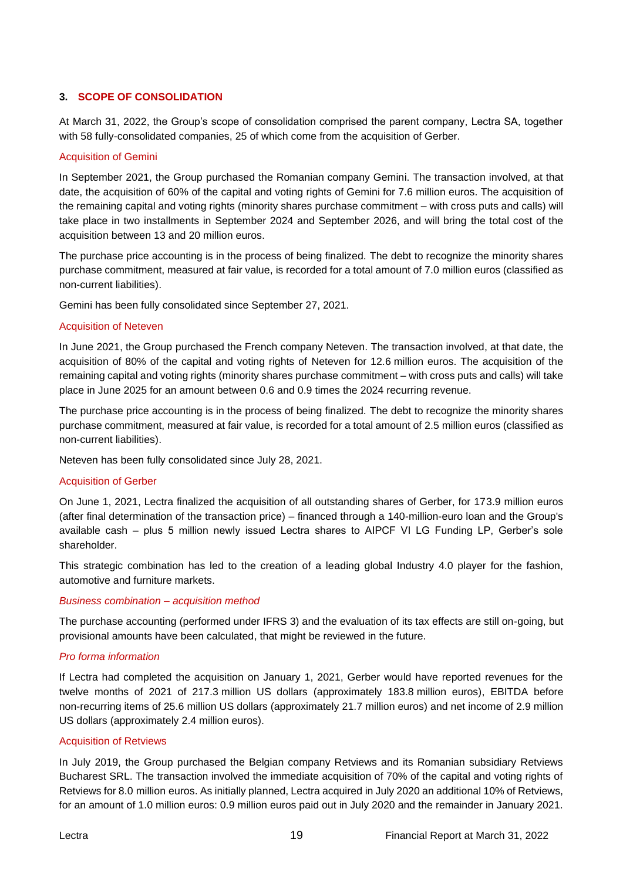## 3. SCOPE OF CONSOLIDATION

At March 31, 2022, the Group's scope of consolidation comprised the parent company, Lectra SA, together with 58 fully-consolidated companies, 25 of which come from the acquisition of Gerber.

### Acquisition of Gemini

In September 2021, the Group purchased the Romanian company Gemini. The transaction involved, at that date, the acquisition of 60% of the capital and voting rights of Gemini for 7.6 million euros. The acquisition of the remaining capital and voting rights (minority shares purchase commitment – with cross puts and calls) will take place in two installments in September 2024 and September 2026, and will bring the total cost of the acquisition between 13 and 20 million euros.

The purchase price accounting is in the process of being finalized. The debt to recognize the minority shares purchase commitment, measured at fair value, is recorded for a total amount of 7.0 million euros (classified as non-current liabilities).

Gemini has been fully consolidated since September 27, 2021.

### Acquisition of Neteven

In June 2021, the Group purchased the French company Neteven. The transaction involved, at that date, the acquisition of 80% of the capital and voting rights of Neteven for 12.6 million euros. The acquisition of the remaining capital and voting rights (minority shares purchase commitment – with cross puts and calls) will take place in June 2025 for an amount between 0.6 and 0.9 times the 2024 recurring revenue.

The purchase price accounting is in the process of being finalized. The debt to recognize the minority shares purchase commitment, measured at fair value, is recorded for a total amount of 2.5 million euros (classified as non-current liabilities).

Neteven has been fully consolidated since July 28, 2021.

### Acquisition of Gerber

On June 1, 2021, Lectra finalized the acquisition of all outstanding shares of Gerber, for 173.9 million euros (after final determination of the transaction price) – financed through a 140-million-euro loan and the Group's available cash – plus 5 million newly issued Lectra shares to AIPCF VI LG Funding LP, Gerber's sole shareholder.

This strategic combination has led to the creation of a leading global Industry 4.0 player for the fashion, automotive and furniture markets.

#### *Business combination – acquisition method*

The purchase accounting (performed under IFRS 3) and the evaluation of its tax effects are still on-going, but provisional amounts have been calculated, that might be reviewed in the future.

#### *Pro forma information*

If Lectra had completed the acquisition on January 1, 2021, Gerber would have reported revenues for the twelve months of 2021 of 217.3 million US dollars (approximately 183.8 million euros), EBITDA before non-recurring items of 25.6 million US dollars (approximately 21.7 million euros) and net income of 2.9 million US dollars (approximately 2.4 million euros).

### Acquisition of Retviews

In July 2019, the Group purchased the Belgian company Retviews and its Romanian subsidiary Retviews Bucharest SRL. The transaction involved the immediate acquisition of 70% of the capital and voting rights of Retviews for 8.0 million euros. As initially planned, Lectra acquired in July 2020 an additional 10% of Retviews, for an amount of 1.0 million euros: 0.9 million euros paid out in July 2020 and the remainder in January 2021.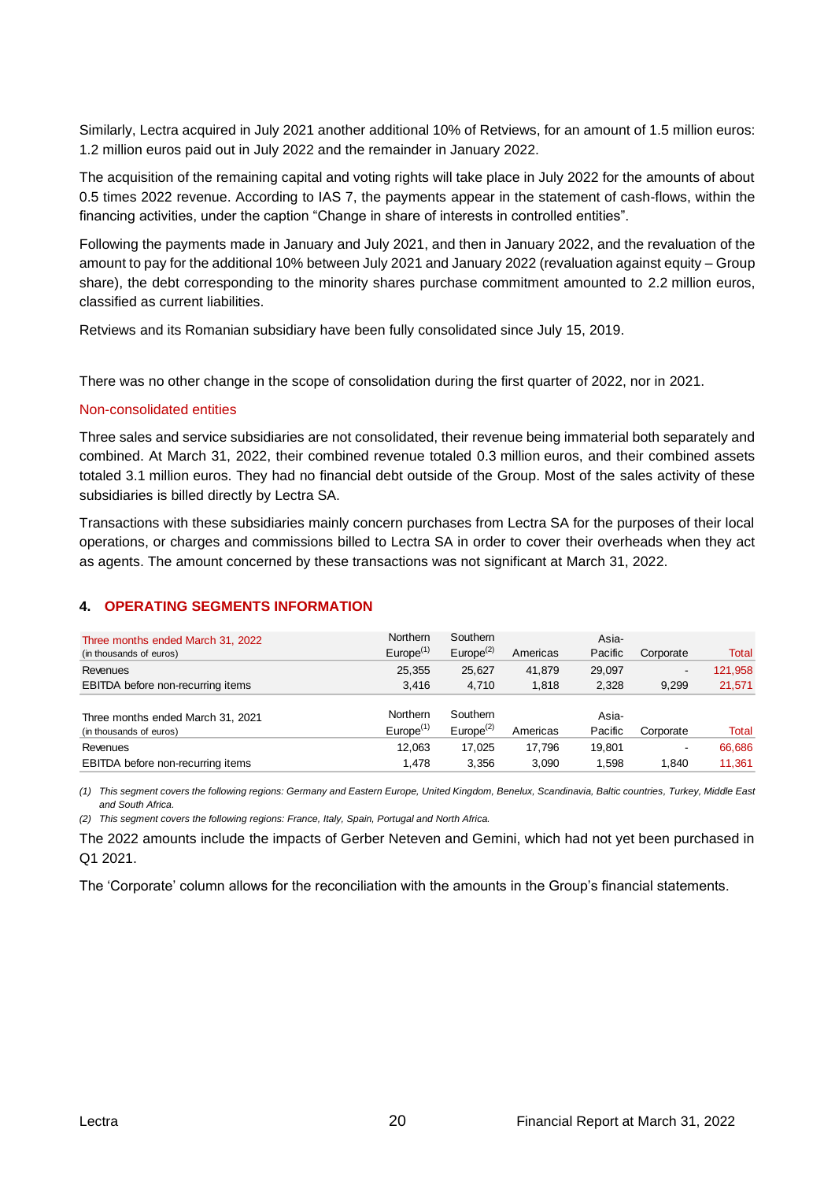Similarly, Lectra acquired in July 2021 another additional 10% of Retviews, for an amount of 1.5 million euros: 1.2 million euros paid out in July 2022 and the remainder in January 2022.

The acquisition of the remaining capital and voting rights will take place in July 2022 for the amounts of about 0.5 times 2022 revenue. According to IAS 7, the payments appear in the statement of cash-flows, within the financing activities, under the caption “Change in share of interests in controlled entities”.

Following the payments made in January and July 2021, and then in January 2022, and the revaluation of the amount to pay for the additional 10% between July 2021 and January 2022 (revaluation against equity – Group share), the debt corresponding to the minority shares purchase commitment amounted to 2.2 million euros, classified as current liabilities.

Retviews and its Romanian subsidiary have been fully consolidated since July 15, 2019.

There was no other change in the scope of consolidation during the first quarter of 2022, nor in 2021.

### Non-consolidated entities

Three sales and service subsidiaries are not consolidated, their revenue being immaterial both separately and combined. At March 31, 2022, their combined revenue totaled 0.3 million euros, and their combined assets totaled 3.1 million euros. They had no financial debt outside of the Group. Most of the sales activity of these subsidiaries is billed directly by Lectra SA.

Transactions with these subsidiaries mainly concern purchases from Lectra SA for the purposes of their local operations, or charges and commissions billed to Lectra SA in order to cover their overheads when they act as agents. The amount concerned by these transactions was not significant at March 31, 2022.

## 4. OPERATING SEGMENTS INFORMATION

| Three months ended March 31, 2022 (in thousands of euros) | Northern Europe[(1)] | Southern Europe[(2)] | Americas | Asia-Pacific | Corporate | Total |
|---|---|---|---|---|---|---|
| Revenues | 25,355 | 25,627 | 41,879 | 29,097 | - | 121,958 |
| EBITDA before non-recurring items | 3,416 | 4,710 | 1,818 | 2,328 | 9,299 | 21,571 |

| Three months ended March 31, 2021 (in thousands of euros) | Northern Europe[(1)] | Southern Europe[(2)] | Americas | Asia-Pacific | Corporate | Total |
|---|---|---|---|---|---|---|
| Revenues | 12,063 | 17,025 | 17,796 | 19,801 | - | 66,686 |
| EBITDA before non-recurring items | 1,478 | 3,356 | 3,090 | 1,598 | 1,840 | 11,361 |

*(1) This segment covers the following regions: Germany and Eastern Europe, United Kingdom, Benelux, Scandinavia, Baltic countries, Turkey, Middle East and South Africa.*

*(2) This segment covers the following regions: France, Italy, Spain, Portugal and North Africa.*

The 2022 amounts include the impacts of Gerber Neteven and Gemini, which had not yet been purchased in Q1 2021.

The ‘Corporate’ column allows for the reconciliation with the amounts in the Group’s financial statements.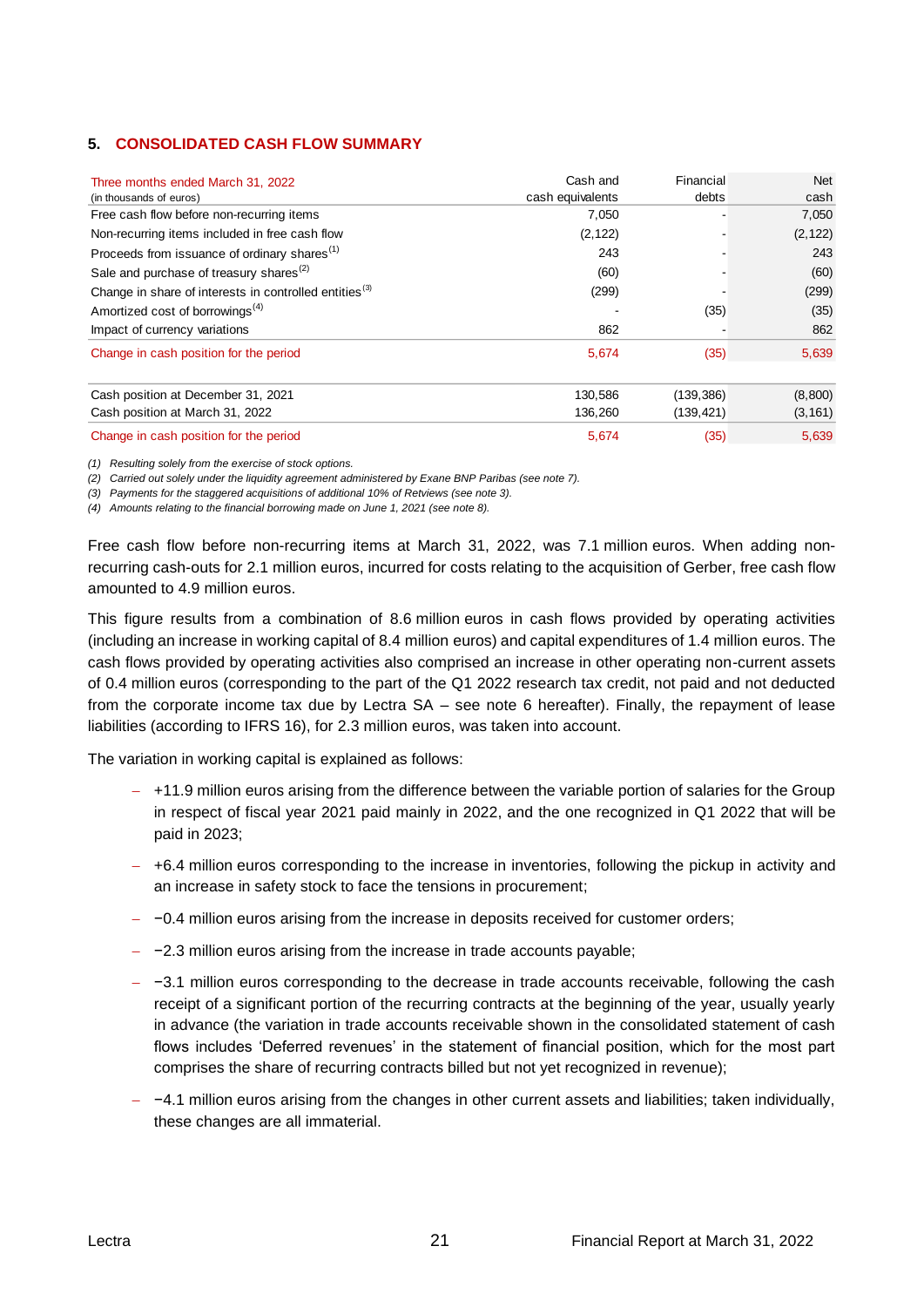## 5. CONSOLIDATED CASH FLOW SUMMARY

| Three months ended March 31, 2022<br>(in thousands of euros) | Cash and cash equivalents | Financial debts | Net cash |
|---|---|---|---|
| Free cash flow before non-recurring items | 7,050 | - | 7,050 |
| Non-recurring items included in free cash flow | (2,122) | - | (2,122) |
| Proceeds from issuance of ordinary shares[1] | 243 | - | 243 |
| Sale and purchase of treasury shares[2] | (60) | - | (60) |
| Change in share of interests in controlled entities[3] | (299) | - | (299) |
| Amortized cost of borrowings[4] | - | (35) | (35) |
| Impact of currency variations | 862 | - | 862 |
| Change in cash position for the period | 5,674 | (35) | 5,639 |
| | | | |
| Cash position at December 31, 2021 | 130,586 | (139,386) | (8,800) |
| Cash position at March 31, 2022 | 136,260 | (139,421) | (3,161) |
| Change in cash position for the period | 5,674 | (35) | 5,639 |

*(1) Resulting solely from the exercise of stock options.*
*(2) Carried out solely under the liquidity agreement administered by Exane BNP Paribas (see note 7).*
*(3) Payments for the staggered acquisitions of additional 10% of Retviews (see note 3).*
*(4) Amounts relating to the financial borrowing made on June 1, 2021 (see note 8).*

Free cash flow before non-recurring items at March 31, 2022, was 7.1 million euros. When adding non-recurring cash-outs for 2.1 million euros, incurred for costs relating to the acquisition of Gerber, free cash flow amounted to 4.9 million euros.

This figure results from a combination of 8.6 million euros in cash flows provided by operating activities (including an increase in working capital of 8.4 million euros) and capital expenditures of 1.4 million euros. The cash flows provided by operating activities also comprised an increase in other operating non-current assets of 0.4 million euros (corresponding to the part of the Q1 2022 research tax credit, not paid and not deducted from the corporate income tax due by Lectra SA – see note 6 hereafter). Finally, the repayment of lease liabilities (according to IFRS 16), for 2.3 million euros, was taken into account.

The variation in working capital is explained as follows:

- +11.9 million euros arising from the difference between the variable portion of salaries for the Group in respect of fiscal year 2021 paid mainly in 2022, and the one recognized in Q1 2022 that will be paid in 2023;
- +6.4 million euros corresponding to the increase in inventories, following the pickup in activity and an increase in safety stock to face the tensions in procurement;
- −0.4 million euros arising from the increase in deposits received for customer orders;
- −2.3 million euros arising from the increase in trade accounts payable;
- −3.1 million euros corresponding to the decrease in trade accounts receivable, following the cash receipt of a significant portion of the recurring contracts at the beginning of the year, usually yearly in advance (the variation in trade accounts receivable shown in the consolidated statement of cash flows includes 'Deferred revenues' in the statement of financial position, which for the most part comprises the share of recurring contracts billed but not yet recognized in revenue);
- −4.1 million euros arising from the changes in other current assets and liabilities; taken individually, these changes are all immaterial.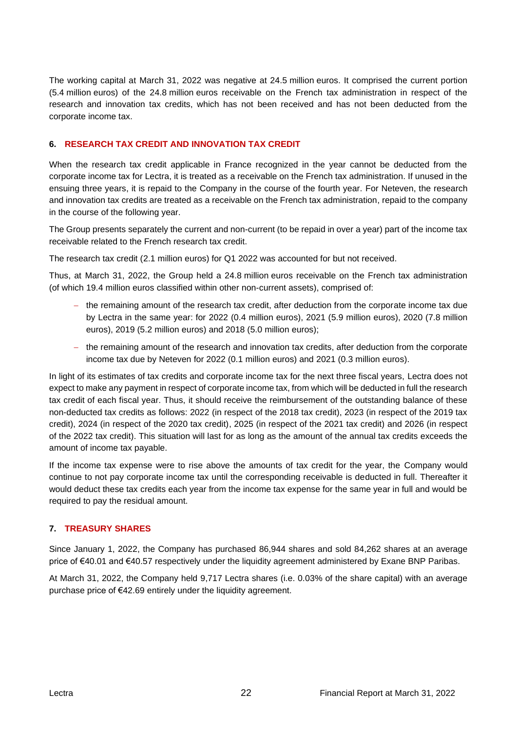The working capital at March 31, 2022 was negative at 24.5 million euros. It comprised the current portion (5.4 million euros) of the 24.8 million euros receivable on the French tax administration in respect of the research and innovation tax credits, which has not been received and has not been deducted from the corporate income tax.

## 6. RESEARCH TAX CREDIT AND INNOVATION TAX CREDIT

When the research tax credit applicable in France recognized in the year cannot be deducted from the corporate income tax for Lectra, it is treated as a receivable on the French tax administration. If unused in the ensuing three years, it is repaid to the Company in the course of the fourth year. For Neteven, the research and innovation tax credits are treated as a receivable on the French tax administration, repaid to the company in the course of the following year.

The Group presents separately the current and non-current (to be repaid in over a year) part of the income tax receivable related to the French research tax credit.

The research tax credit (2.1 million euros) for Q1 2022 was accounted for but not received.

Thus, at March 31, 2022, the Group held a 24.8 million euros receivable on the French tax administration (of which 19.4 million euros classified within other non-current assets), comprised of:

- the remaining amount of the research tax credit, after deduction from the corporate income tax due by Lectra in the same year: for 2022 (0.4 million euros), 2021 (5.9 million euros), 2020 (7.8 million euros), 2019 (5.2 million euros) and 2018 (5.0 million euros);
- the remaining amount of the research and innovation tax credits, after deduction from the corporate income tax due by Neteven for 2022 (0.1 million euros) and 2021 (0.3 million euros).

In light of its estimates of tax credits and corporate income tax for the next three fiscal years, Lectra does not expect to make any payment in respect of corporate income tax, from which will be deducted in full the research tax credit of each fiscal year. Thus, it should receive the reimbursement of the outstanding balance of these non-deducted tax credits as follows: 2022 (in respect of the 2018 tax credit), 2023 (in respect of the 2019 tax credit), 2024 (in respect of the 2020 tax credit), 2025 (in respect of the 2021 tax credit) and 2026 (in respect of the 2022 tax credit). This situation will last for as long as the amount of the annual tax credits exceeds the amount of income tax payable.

If the income tax expense were to rise above the amounts of tax credit for the year, the Company would continue to not pay corporate income tax until the corresponding receivable is deducted in full. Thereafter it would deduct these tax credits each year from the income tax expense for the same year in full and would be required to pay the residual amount.

## 7. TREASURY SHARES

Since January 1, 2022, the Company has purchased 86,944 shares and sold 84,262 shares at an average price of €40.01 and €40.57 respectively under the liquidity agreement administered by Exane BNP Paribas.

At March 31, 2022, the Company held 9,717 Lectra shares (i.e. 0.03% of the share capital) with an average purchase price of €42.69 entirely under the liquidity agreement.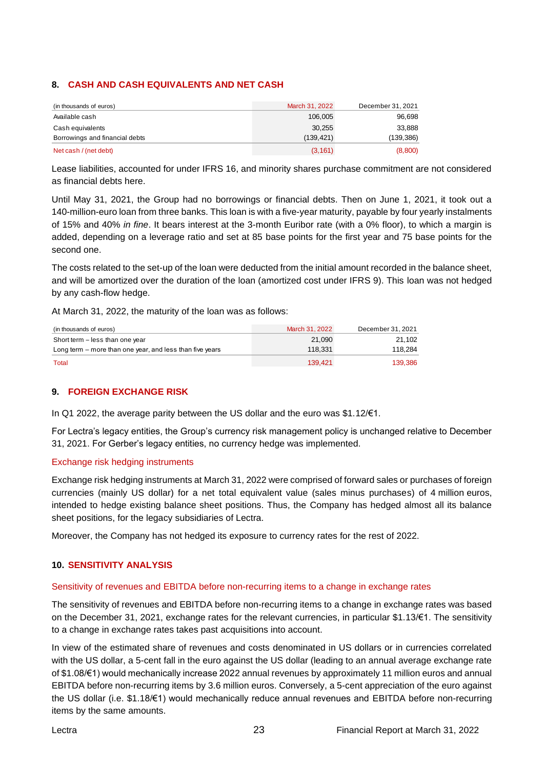## 8. CASH AND CASH EQUIVALENTS AND NET CASH

| (in thousands of euros) | March 31, 2022 | December 31, 2021 |
|---|---|---|
| Available cash | 106,005 | 96,698 |
| Cash equivalents | 30,255 | 33,888 |
| Borrowings and financial debts | (139,421) | (139,386) |
| Net cash / (net debt) | (3,161) | (8,800) |

Lease liabilities, accounted for under IFRS 16, and minority shares purchase commitment are not considered as financial debts here.

Until May 31, 2021, the Group had no borrowings or financial debts. Then on June 1, 2021, it took out a 140-million-euro loan from three banks. This loan is with a five-year maturity, payable by four yearly instalments of 15% and 40% *in fine*. It bears interest at the 3-month Euribor rate (with a 0% floor), to which a margin is added, depending on a leverage ratio and set at 85 base points for the first year and 75 base points for the second one.

The costs related to the set-up of the loan were deducted from the initial amount recorded in the balance sheet, and will be amortized over the duration of the loan (amortized cost under IFRS 9). This loan was not hedged by any cash-flow hedge.

At March 31, 2022, the maturity of the loan was as follows:

| (in thousands of euros) | March 31, 2022 | December 31, 2021 |
|---|---|---|
| Short term – less than one year | 21,090 | 21,102 |
| Long term – more than one year, and less than five years | 118,331 | 118,284 |
| Total | 139,421 | 139,386 |

## 9. FOREIGN EXCHANGE RISK

In Q1 2022, the average parity between the US dollar and the euro was $1.12/€1.

For Lectra's legacy entities, the Group's currency risk management policy is unchanged relative to December 31, 2021. For Gerber's legacy entities, no currency hedge was implemented.

### Exchange risk hedging instruments

Exchange risk hedging instruments at March 31, 2022 were comprised of forward sales or purchases of foreign currencies (mainly US dollar) for a net total equivalent value (sales minus purchases) of 4 million euros, intended to hedge existing balance sheet positions. Thus, the Company has hedged almost all its balance sheet positions, for the legacy subsidiaries of Lectra.

Moreover, the Company has not hedged its exposure to currency rates for the rest of 2022.

## 10. SENSITIVITY ANALYSIS

### Sensitivity of revenues and EBITDA before non-recurring items to a change in exchange rates

The sensitivity of revenues and EBITDA before non-recurring items to a change in exchange rates was based on the December 31, 2021, exchange rates for the relevant currencies, in particular $1.13/€1. The sensitivity to a change in exchange rates takes past acquisitions into account.

In view of the estimated share of revenues and costs denominated in US dollars or in currencies correlated with the US dollar, a 5-cent fall in the euro against the US dollar (leading to an annual average exchange rate of $1.08/€1) would mechanically increase 2022 annual revenues by approximately 11 million euros and annual EBITDA before non-recurring items by 3.6 million euros. Conversely, a 5-cent appreciation of the euro against the US dollar (i.e. $1.18/€1) would mechanically reduce annual revenues and EBITDA before non-recurring items by the same amounts.